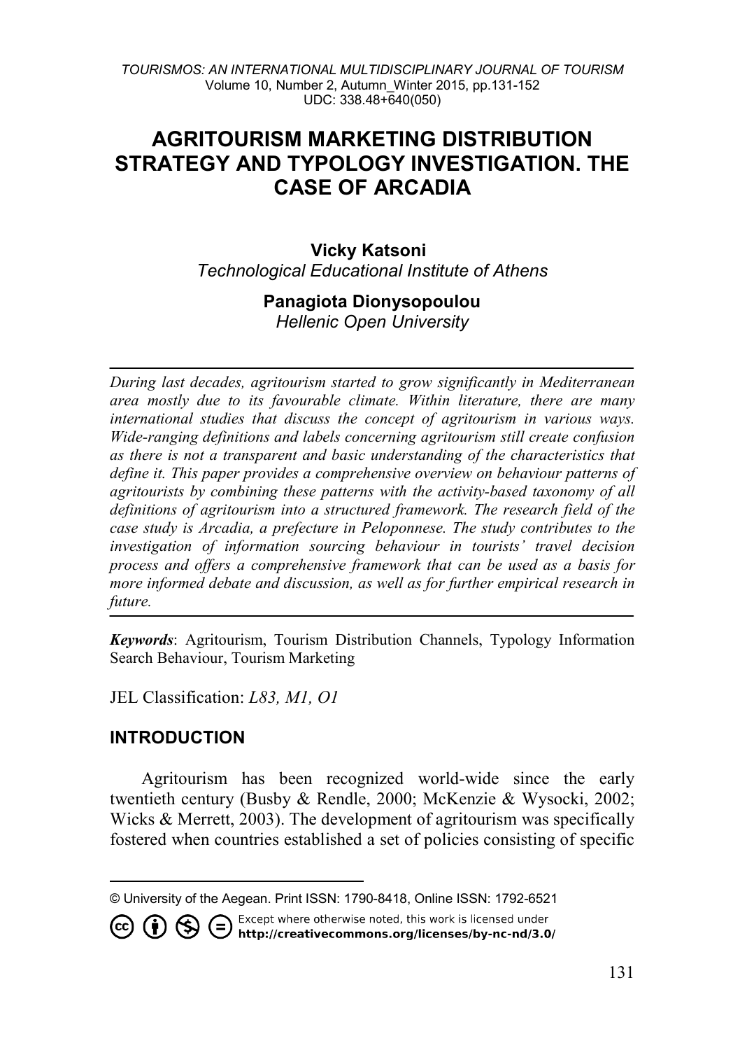# AGRITOURISM MARKETING DISTRIBUTION STRATEGY AND TYPOLOGY INVESTIGATION. THE CASE OF ARCADIA

**Vicky Katsoni**
*Technological Educational Institute of Athens*

**Panagiota Dionysopoulou**
*Hellenic Open University*

---

*During last decades, agritourism started to grow significantly in Mediterranean area mostly due to its favourable climate. Within literature, there are many international studies that discuss the concept of agritourism in various ways. Wide-ranging definitions and labels concerning agritourism still create confusion as there is not a transparent and basic understanding of the characteristics that define it. This paper provides a comprehensive overview on behaviour patterns of agritourists by combining these patterns with the activity-based taxonomy of all definitions of agritourism into a structured framework. The research field of the case study is Arcadia, a prefecture in Peloponnese. The study contributes to the investigation of information sourcing behaviour in tourists' travel decision process and offers a comprehensive framework that can be used as a basis for more informed debate and discussion, as well as for further empirical research in future.*

---

***Keywords***: Agritourism, Tourism Distribution Channels, Typology Information Search Behaviour, Tourism Marketing

JEL Classification: *L83, M1, O1*

## INTRODUCTION

Agritourism has been recognized world-wide since the early twentieth century (Busby & Rendle, 2000; McKenzie & Wysocki, 2002; Wicks & Merrett, 2003). The development of agritourism was specifically fostered when countries established a set of policies consisting of specific

---

© University of the Aegean. Print ISSN: 1790-8418, Online ISSN: 1792-6521

Except where otherwise noted, this work is licensed under http://creativecommons.org/licenses/by-nc-nd/3.0/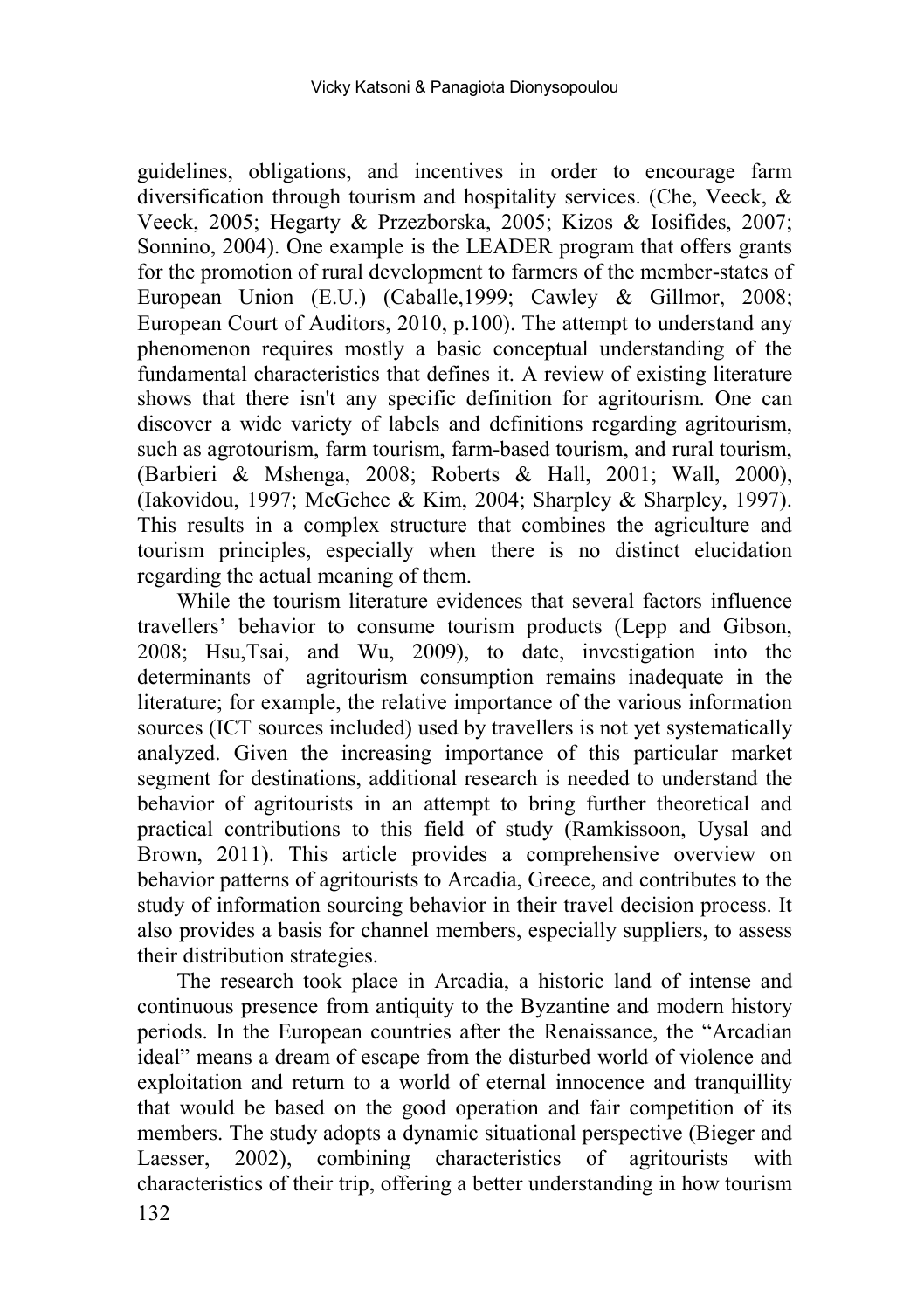guidelines, obligations, and incentives in order to encourage farm diversification through tourism and hospitality services. (Che, Veeck, & Veeck, 2005; Hegarty & Przezborska, 2005; Kizos & Iosifides, 2007; Sonnino, 2004). One example is the LEADER program that offers grants for the promotion of rural development to farmers of the member-states of European Union (E.U.) (Caballe,1999; Cawley & Gillmor, 2008; European Court of Auditors, 2010, p.100). The attempt to understand any phenomenon requires mostly a basic conceptual understanding of the fundamental characteristics that defines it. A review of existing literature shows that there isn't any specific definition for agritourism. One can discover a wide variety of labels and definitions regarding agritourism, such as agrotourism, farm tourism, farm-based tourism, and rural tourism, (Barbieri & Mshenga, 2008; Roberts & Hall, 2001; Wall, 2000), (Iakovidou, 1997; McGehee & Kim, 2004; Sharpley & Sharpley, 1997). This results in a complex structure that combines the agriculture and tourism principles, especially when there is no distinct elucidation regarding the actual meaning of them.

While the tourism literature evidences that several factors influence travellers' behavior to consume tourism products (Lepp and Gibson, 2008; Hsu,Tsai, and Wu, 2009), to date, investigation into the determinants of agritourism consumption remains inadequate in the literature; for example, the relative importance of the various information sources (ICT sources included) used by travellers is not yet systematically analyzed. Given the increasing importance of this particular market segment for destinations, additional research is needed to understand the behavior of agritourists in an attempt to bring further theoretical and practical contributions to this field of study (Ramkissoon, Uysal and Brown, 2011). This article provides a comprehensive overview on behavior patterns of agritourists to Arcadia, Greece, and contributes to the study of information sourcing behavior in their travel decision process. It also provides a basis for channel members, especially suppliers, to assess their distribution strategies.

The research took place in Arcadia, a historic land of intense and continuous presence from antiquity to the Byzantine and modern history periods. In the European countries after the Renaissance, the "Arcadian ideal" means a dream of escape from the disturbed world of violence and exploitation and return to a world of eternal innocence and tranquillity that would be based on the good operation and fair competition of its members. The study adopts a dynamic situational perspective (Bieger and Laesser, 2002), combining characteristics of agritourists with characteristics of their trip, offering a better understanding in how tourism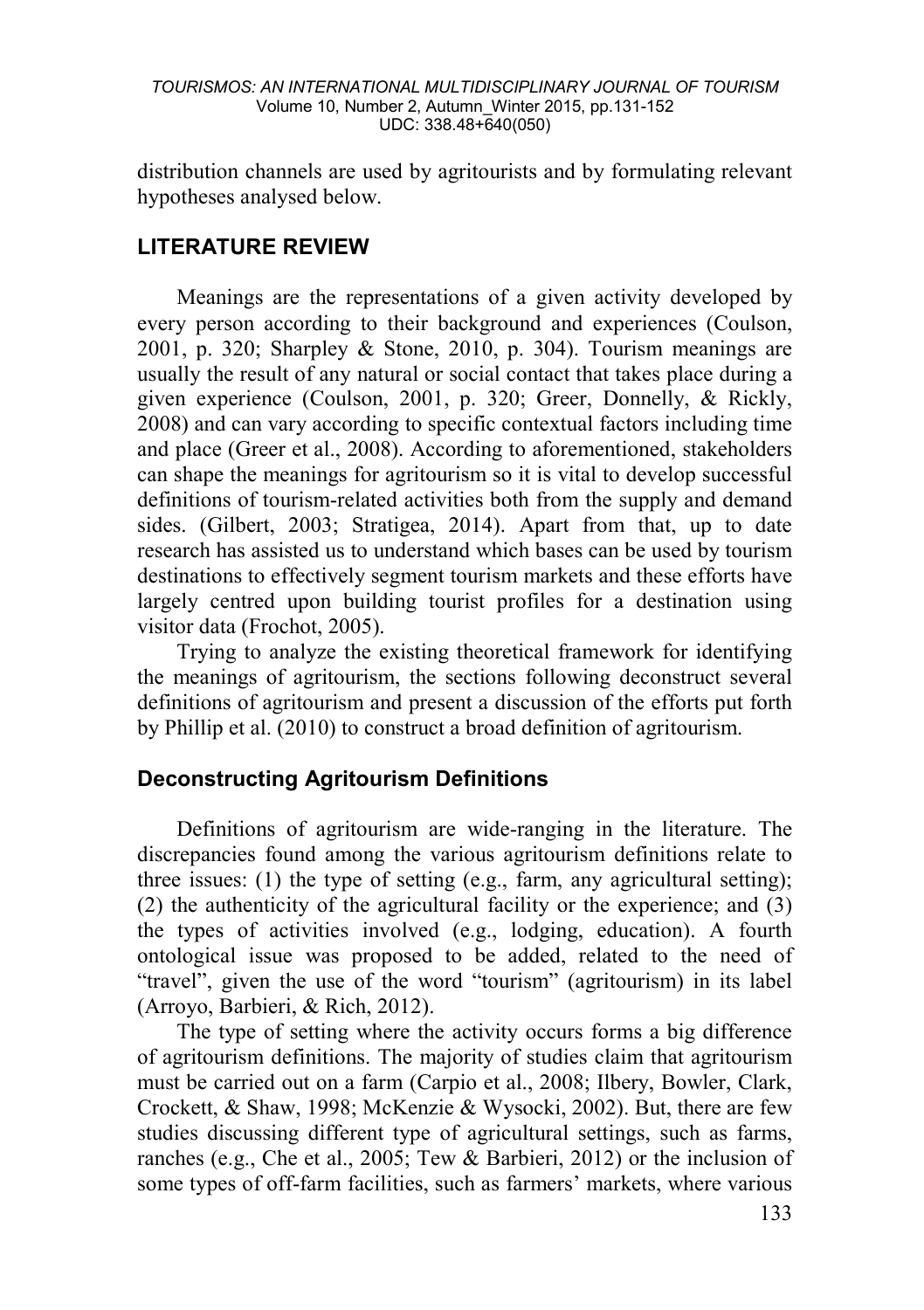distribution channels are used by agritourists and by formulating relevant hypotheses analysed below.

## LITERATURE REVIEW

Meanings are the representations of a given activity developed by every person according to their background and experiences (Coulson, 2001, p. 320; Sharpley & Stone, 2010, p. 304). Tourism meanings are usually the result of any natural or social contact that takes place during a given experience (Coulson, 2001, p. 320; Greer, Donnelly, & Rickly, 2008) and can vary according to specific contextual factors including time and place (Greer et al., 2008). According to aforementioned, stakeholders can shape the meanings for agritourism so it is vital to develop successful definitions of tourism-related activities both from the supply and demand sides. (Gilbert, 2003; Stratigea, 2014). Apart from that, up to date research has assisted us to understand which bases can be used by tourism destinations to effectively segment tourism markets and these efforts have largely centred upon building tourist profiles for a destination using visitor data (Frochot, 2005).

Trying to analyze the existing theoretical framework for identifying the meanings of agritourism, the sections following deconstruct several definitions of agritourism and present a discussion of the efforts put forth by Phillip et al. (2010) to construct a broad definition of agritourism.

### Deconstructing Agritourism Definitions

Definitions of agritourism are wide-ranging in the literature. The discrepancies found among the various agritourism definitions relate to three issues: (1) the type of setting (e.g., farm, any agricultural setting); (2) the authenticity of the agricultural facility or the experience; and (3) the types of activities involved (e.g., lodging, education). A fourth ontological issue was proposed to be added, related to the need of "travel", given the use of the word "tourism" (agritourism) in its label (Arroyo, Barbieri, & Rich, 2012).

The type of setting where the activity occurs forms a big difference of agritourism definitions. The majority of studies claim that agritourism must be carried out on a farm (Carpio et al., 2008; Ilbery, Bowler, Clark, Crockett, & Shaw, 1998; McKenzie & Wysocki, 2002). But, there are few studies discussing different type of agricultural settings, such as farms, ranches (e.g., Che et al., 2005; Tew & Barbieri, 2012) or the inclusion of some types of off-farm facilities, such as farmers' markets, where various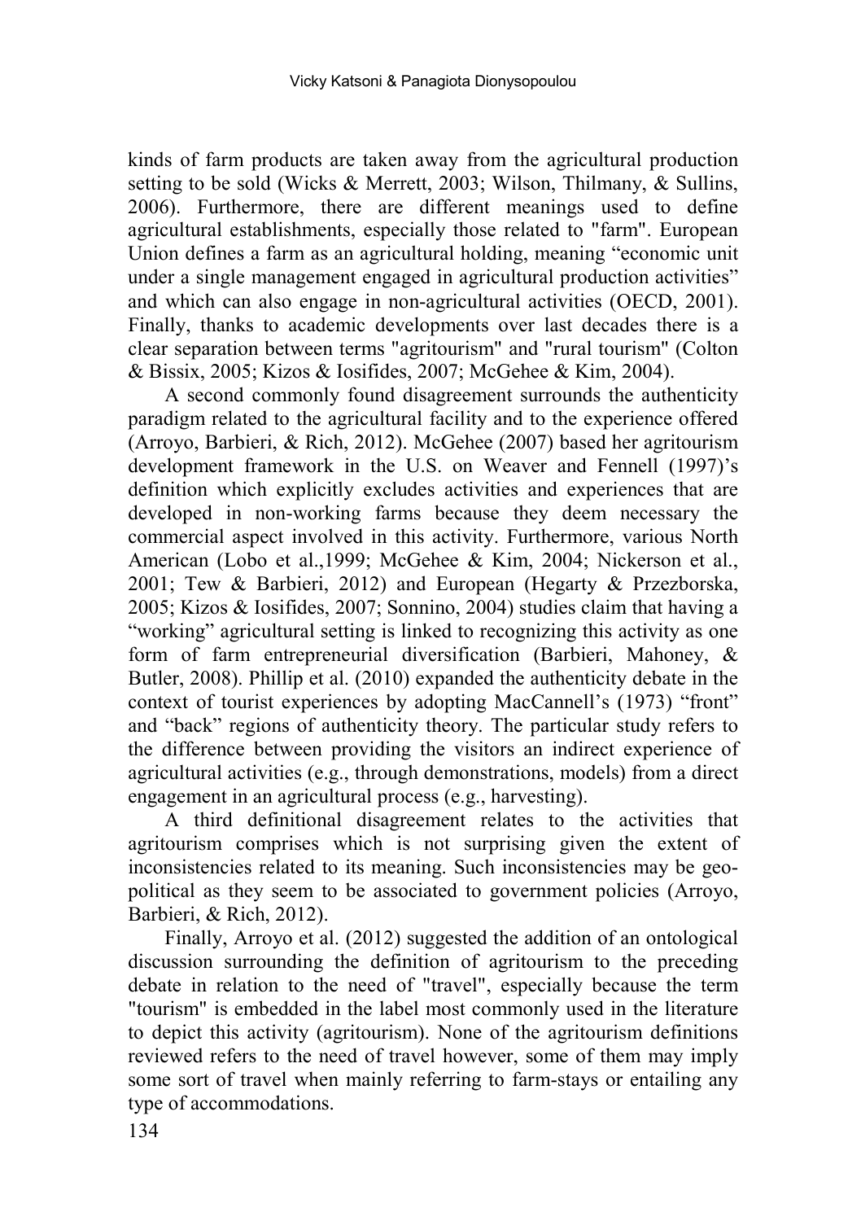kinds of farm products are taken away from the agricultural production setting to be sold (Wicks & Merrett, 2003; Wilson, Thilmany, & Sullins, 2006). Furthermore, there are different meanings used to define agricultural establishments, especially those related to "farm". European Union defines a farm as an agricultural holding, meaning "economic unit under a single management engaged in agricultural production activities" and which can also engage in non-agricultural activities (OECD, 2001). Finally, thanks to academic developments over last decades there is a clear separation between terms "agritourism" and "rural tourism" (Colton & Bissix, 2005; Kizos & Iosifides, 2007; McGehee & Kim, 2004).

A second commonly found disagreement surrounds the authenticity paradigm related to the agricultural facility and to the experience offered (Arroyo, Barbieri, & Rich, 2012). McGehee (2007) based her agritourism development framework in the U.S. on Weaver and Fennell (1997)'s definition which explicitly excludes activities and experiences that are developed in non-working farms because they deem necessary the commercial aspect involved in this activity. Furthermore, various North American (Lobo et al.,1999; McGehee & Kim, 2004; Nickerson et al., 2001; Tew & Barbieri, 2012) and European (Hegarty & Przezborska, 2005; Kizos & Iosifides, 2007; Sonnino, 2004) studies claim that having a "working" agricultural setting is linked to recognizing this activity as one form of farm entrepreneurial diversification (Barbieri, Mahoney, & Butler, 2008). Phillip et al. (2010) expanded the authenticity debate in the context of tourist experiences by adopting MacCannell's (1973) "front" and "back" regions of authenticity theory. The particular study refers to the difference between providing the visitors an indirect experience of agricultural activities (e.g., through demonstrations, models) from a direct engagement in an agricultural process (e.g., harvesting).

A third definitional disagreement relates to the activities that agritourism comprises which is not surprising given the extent of inconsistencies related to its meaning. Such inconsistencies may be geo-political as they seem to be associated to government policies (Arroyo, Barbieri, & Rich, 2012).

Finally, Arroyo et al. (2012) suggested the addition of an ontological discussion surrounding the definition of agritourism to the preceding debate in relation to the need of "travel", especially because the term "tourism" is embedded in the label most commonly used in the literature to depict this activity (agritourism). None of the agritourism definitions reviewed refers to the need of travel however, some of them may imply some sort of travel when mainly referring to farm-stays or entailing any type of accommodations.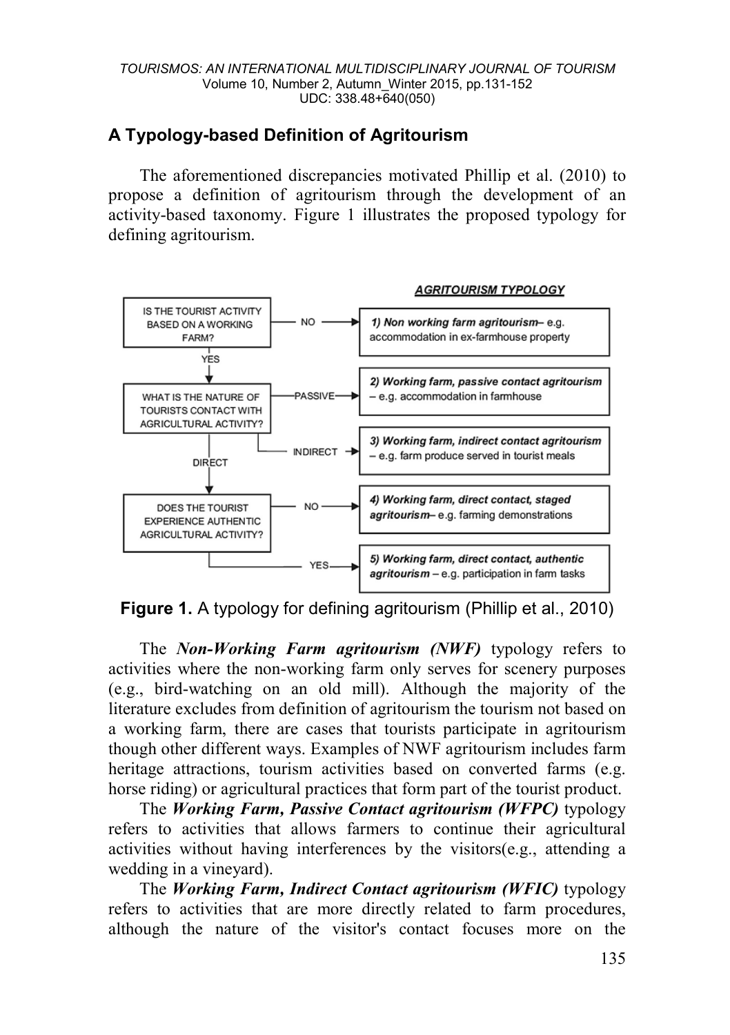## A Typology-based Definition of Agritourism

The aforementioned discrepancies motivated Phillip et al. (2010) to propose a definition of agritourism through the development of an activity-based taxonomy. Figure 1 illustrates the proposed typology for defining agritourism.

**AGRITOURISM TYPOLOGY**

- IS THE TOURIST ACTIVITY BASED ON A WORKING FARM?
  - NO → **1) Non working farm agritourism**– e.g. accommodation in ex-farmhouse property
  - YES → WHAT IS THE NATURE OF TOURISTS CONTACT WITH AGRICULTURAL ACTIVITY?
    - PASSIVE → **2) Working farm, passive contact agritourism** – e.g. accommodation in farmhouse
    - INDIRECT → **3) Working farm, indirect contact agritourism** – e.g. farm produce served in tourist meals
    - DIRECT → DOES THE TOURIST EXPERIENCE AUTHENTIC AGRICULTURAL ACTIVITY?
      - NO → **4) Working farm, direct contact, staged agritourism**– e.g. farming demonstrations
      - YES → **5) Working farm, direct contact, authentic agritourism** – e.g. participation in farm tasks

**Figure 1.** A typology for defining agritourism (Phillip et al., 2010)

The ***Non-Working Farm agritourism (NWF)*** typology refers to activities where the non-working farm only serves for scenery purposes (e.g., bird-watching on an old mill). Although the majority of the literature excludes from definition of agritourism the tourism not based on a working farm, there are cases that tourists participate in agritourism though other different ways. Examples of NWF agritourism includes farm heritage attractions, tourism activities based on converted farms (e.g. horse riding) or agricultural practices that form part of the tourist product.

The ***Working Farm, Passive Contact agritourism (WFPC)*** typology refers to activities that allows farmers to continue their agricultural activities without having interferences by the visitors(e.g., attending a wedding in a vineyard).

The ***Working Farm, Indirect Contact agritourism (WFIC)*** typology refers to activities that are more directly related to farm procedures, although the nature of the visitor's contact focuses more on the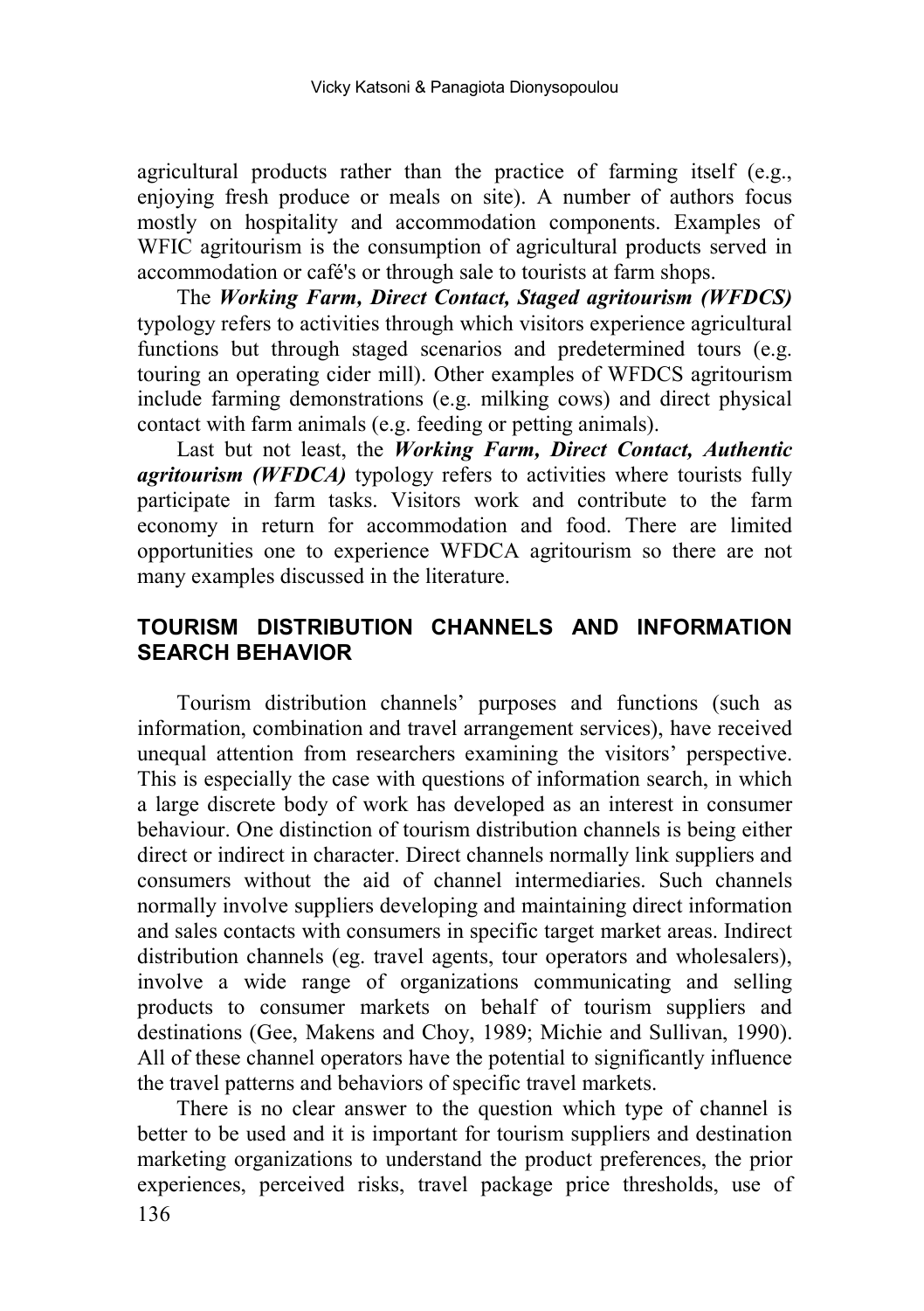agricultural products rather than the practice of farming itself (e.g., enjoying fresh produce or meals on site). A number of authors focus mostly on hospitality and accommodation components. Examples of WFIC agritourism is the consumption of agricultural products served in accommodation or café's or through sale to tourists at farm shops.

The ***Working Farm, Direct Contact, Staged agritourism (WFDCS)*** typology refers to activities through which visitors experience agricultural functions but through staged scenarios and predetermined tours (e.g. touring an operating cider mill). Other examples of WFDCS agritourism include farming demonstrations (e.g. milking cows) and direct physical contact with farm animals (e.g. feeding or petting animals).

Last but not least, the ***Working Farm, Direct Contact, Authentic agritourism (WFDCA)*** typology refers to activities where tourists fully participate in farm tasks. Visitors work and contribute to the farm economy in return for accommodation and food. There are limited opportunities one to experience WFDCA agritourism so there are not many examples discussed in the literature.

## TOURISM DISTRIBUTION CHANNELS AND INFORMATION SEARCH BEHAVIOR

Tourism distribution channels' purposes and functions (such as information, combination and travel arrangement services), have received unequal attention from researchers examining the visitors' perspective. This is especially the case with questions of information search, in which a large discrete body of work has developed as an interest in consumer behaviour. One distinction of tourism distribution channels is being either direct or indirect in character. Direct channels normally link suppliers and consumers without the aid of channel intermediaries. Such channels normally involve suppliers developing and maintaining direct information and sales contacts with consumers in specific target market areas. Indirect distribution channels (eg. travel agents, tour operators and wholesalers), involve a wide range of organizations communicating and selling products to consumer markets on behalf of tourism suppliers and destinations (Gee, Makens and Choy, 1989; Michie and Sullivan, 1990). All of these channel operators have the potential to significantly influence the travel patterns and behaviors of specific travel markets.

There is no clear answer to the question which type of channel is better to be used and it is important for tourism suppliers and destination marketing organizations to understand the product preferences, the prior experiences, perceived risks, travel package price thresholds, use of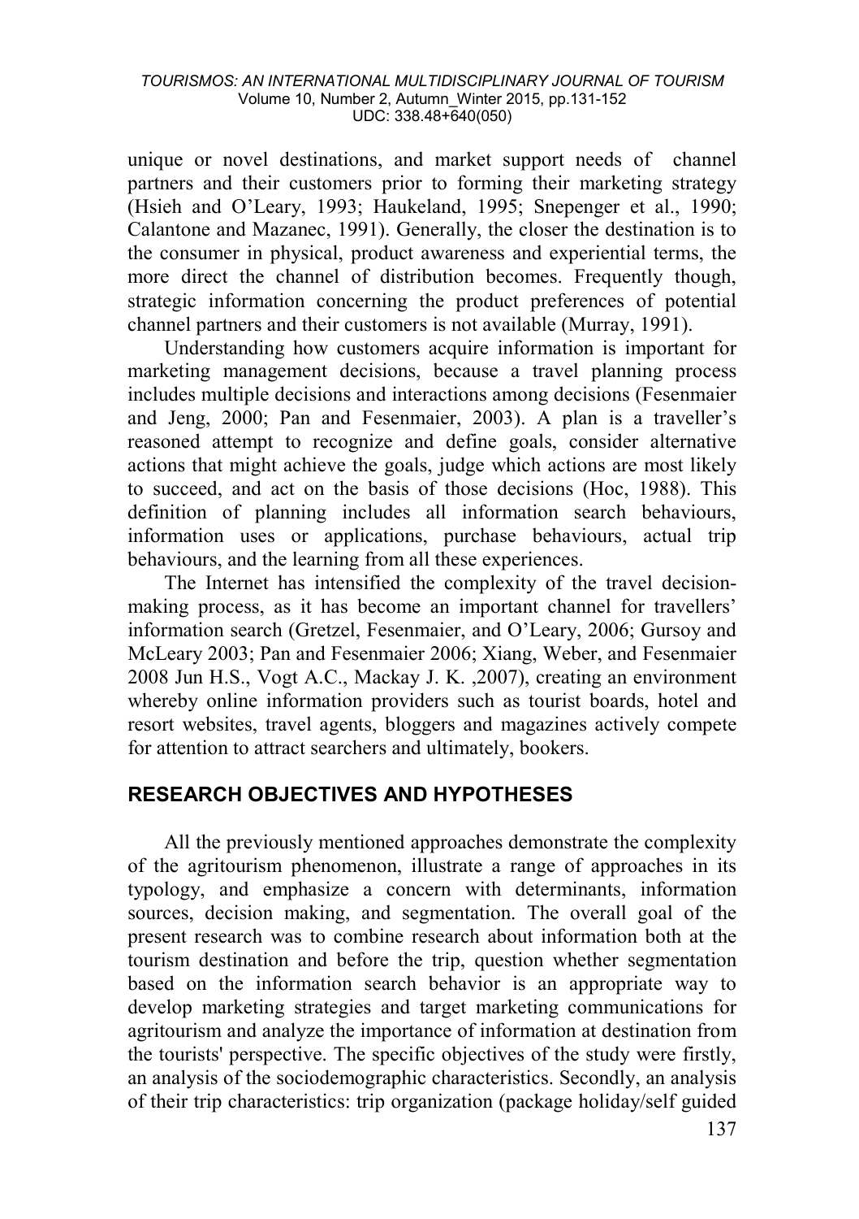unique or novel destinations, and market support needs of channel partners and their customers prior to forming their marketing strategy (Hsieh and O'Leary, 1993; Haukeland, 1995; Snepenger et al., 1990; Calantone and Mazanec, 1991). Generally, the closer the destination is to the consumer in physical, product awareness and experiential terms, the more direct the channel of distribution becomes. Frequently though, strategic information concerning the product preferences of potential channel partners and their customers is not available (Murray, 1991).

Understanding how customers acquire information is important for marketing management decisions, because a travel planning process includes multiple decisions and interactions among decisions (Fesenmaier and Jeng, 2000; Pan and Fesenmaier, 2003). A plan is a traveller's reasoned attempt to recognize and define goals, consider alternative actions that might achieve the goals, judge which actions are most likely to succeed, and act on the basis of those decisions (Hoc, 1988). This definition of planning includes all information search behaviours, information uses or applications, purchase behaviours, actual trip behaviours, and the learning from all these experiences.

The Internet has intensified the complexity of the travel decision-making process, as it has become an important channel for travellers' information search (Gretzel, Fesenmaier, and O'Leary, 2006; Gursoy and McLeary 2003; Pan and Fesenmaier 2006; Xiang, Weber, and Fesenmaier 2008 Jun H.S., Vogt A.C., Mackay J. K. ,2007), creating an environment whereby online information providers such as tourist boards, hotel and resort websites, travel agents, bloggers and magazines actively compete for attention to attract searchers and ultimately, bookers.

## RESEARCH OBJECTIVES AND HYPOTHESES

All the previously mentioned approaches demonstrate the complexity of the agritourism phenomenon, illustrate a range of approaches in its typology, and emphasize a concern with determinants, information sources, decision making, and segmentation. The overall goal of the present research was to combine research about information both at the tourism destination and before the trip, question whether segmentation based on the information search behavior is an appropriate way to develop marketing strategies and target marketing communications for agritourism and analyze the importance of information at destination from the tourists' perspective. The specific objectives of the study were firstly, an analysis of the sociodemographic characteristics. Secondly, an analysis of their trip characteristics: trip organization (package holiday/self guided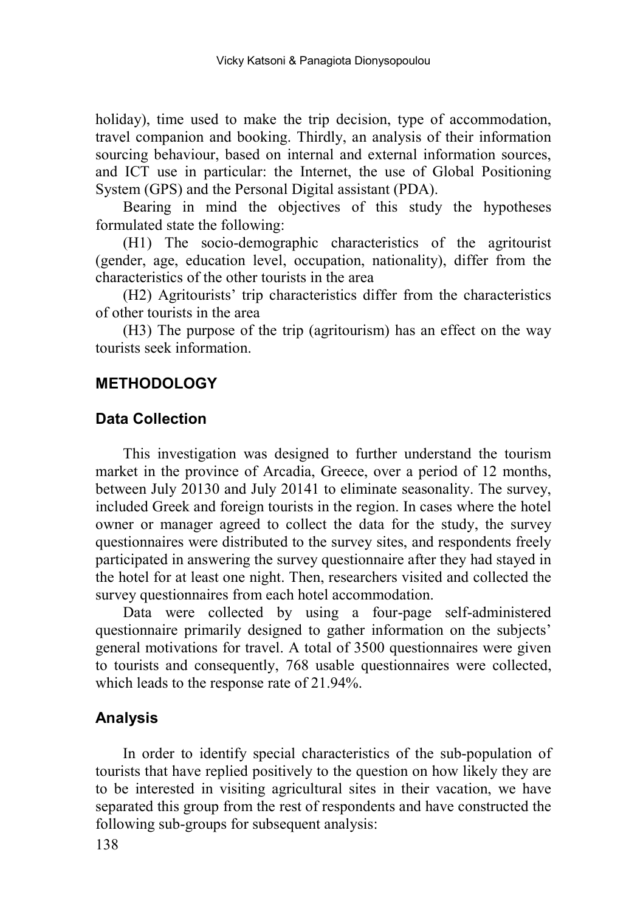holiday), time used to make the trip decision, type of accommodation, travel companion and booking. Thirdly, an analysis of their information sourcing behaviour, based on internal and external information sources, and ICT use in particular: the Internet, the use of Global Positioning System (GPS) and the Personal Digital assistant (PDA).

Bearing in mind the objectives of this study the hypotheses formulated state the following:

(H1) The socio-demographic characteristics of the agritourist (gender, age, education level, occupation, nationality), differ from the characteristics of the other tourists in the area

(H2) Agritourists' trip characteristics differ from the characteristics of other tourists in the area

(H3) The purpose of the trip (agritourism) has an effect on the way tourists seek information.

## METHODOLOGY

### Data Collection

This investigation was designed to further understand the tourism market in the province of Arcadia, Greece, over a period of 12 months, between July 20130 and July 20141 to eliminate seasonality. The survey, included Greek and foreign tourists in the region. In cases where the hotel owner or manager agreed to collect the data for the study, the survey questionnaires were distributed to the survey sites, and respondents freely participated in answering the survey questionnaire after they had stayed in the hotel for at least one night. Then, researchers visited and collected the survey questionnaires from each hotel accommodation.

Data were collected by using a four-page self-administered questionnaire primarily designed to gather information on the subjects' general motivations for travel. A total of 3500 questionnaires were given to tourists and consequently, 768 usable questionnaires were collected, which leads to the response rate of 21.94%.

### Analysis

In order to identify special characteristics of the sub-population of tourists that have replied positively to the question on how likely they are to be interested in visiting agricultural sites in their vacation, we have separated this group from the rest of respondents and have constructed the following sub-groups for subsequent analysis: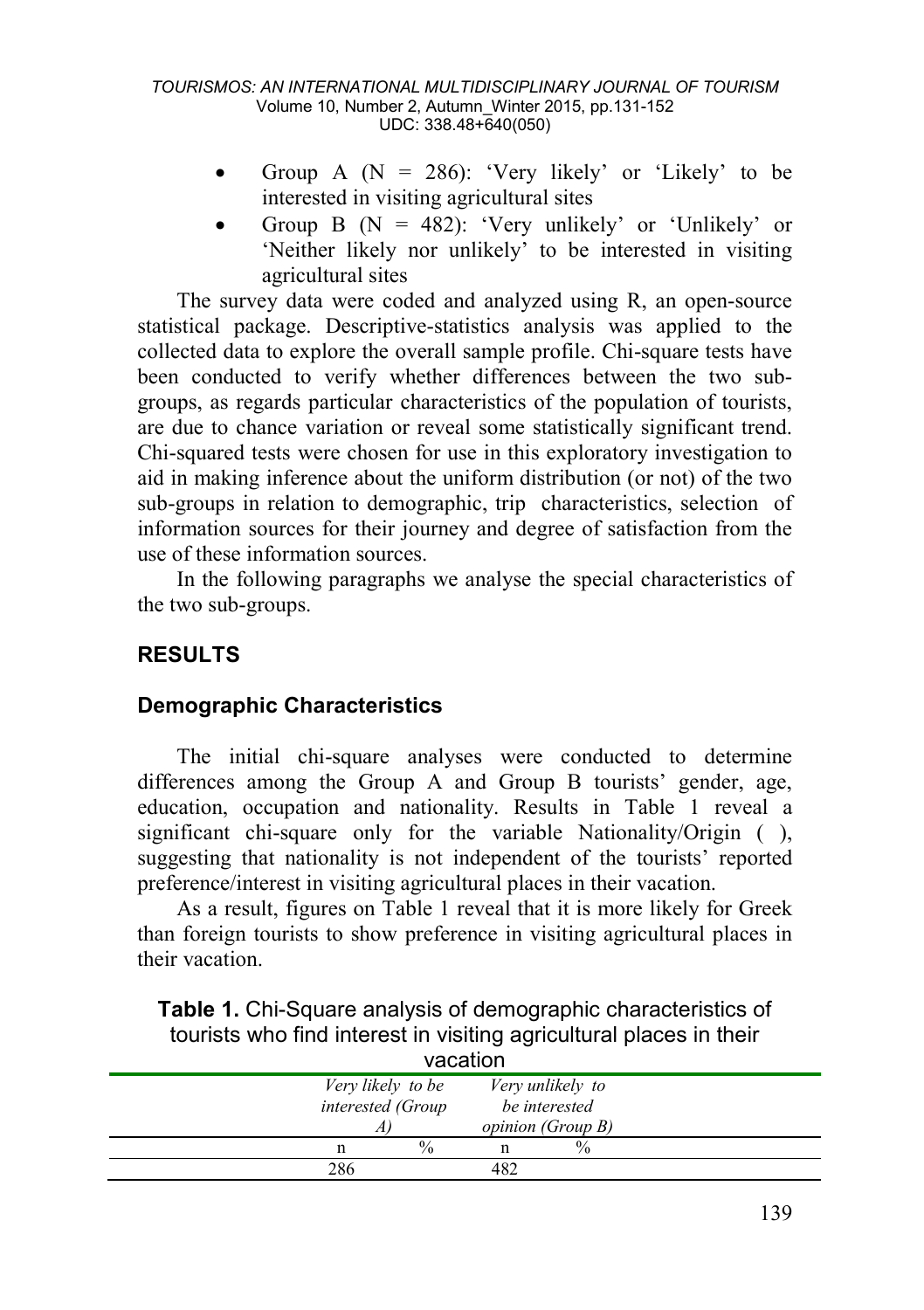- Group A (N = 286): 'Very likely' or 'Likely' to be interested in visiting agricultural sites
- Group B (N = 482): 'Very unlikely' or 'Unlikely' or 'Neither likely nor unlikely' to be interested in visiting agricultural sites

The survey data were coded and analyzed using R, an open-source statistical package. Descriptive-statistics analysis was applied to the collected data to explore the overall sample profile. Chi-square tests have been conducted to verify whether differences between the two sub-groups, as regards particular characteristics of the population of tourists, are due to chance variation or reveal some statistically significant trend. Chi-squared tests were chosen for use in this exploratory investigation to aid in making inference about the uniform distribution (or not) of the two sub-groups in relation to demographic, trip characteristics, selection of information sources for their journey and degree of satisfaction from the use of these information sources.

In the following paragraphs we analyse the special characteristics of the two sub-groups.

## RESULTS

### Demographic Characteristics

The initial chi-square analyses were conducted to determine differences among the Group A and Group B tourists' gender, age, education, occupation and nationality. Results in Table 1 reveal a significant chi-square only for the variable Nationality/Origin ( ), suggesting that nationality is not independent of the tourists' reported preference/interest in visiting agricultural places in their vacation.

As a result, figures on Table 1 reveal that it is more likely for Greek than foreign tourists to show preference in visiting agricultural places in their vacation.

**Table 1.** Chi-Square analysis of demographic characteristics of tourists who find interest in visiting agricultural places in their vacation

| | *Very likely to be interested (Group A)* | | *Very unlikely to be interested opinion (Group B)* | | |
|---|---|---|---|---|---|
| | n | % | n | % | |
| | 286 | | 482 | | |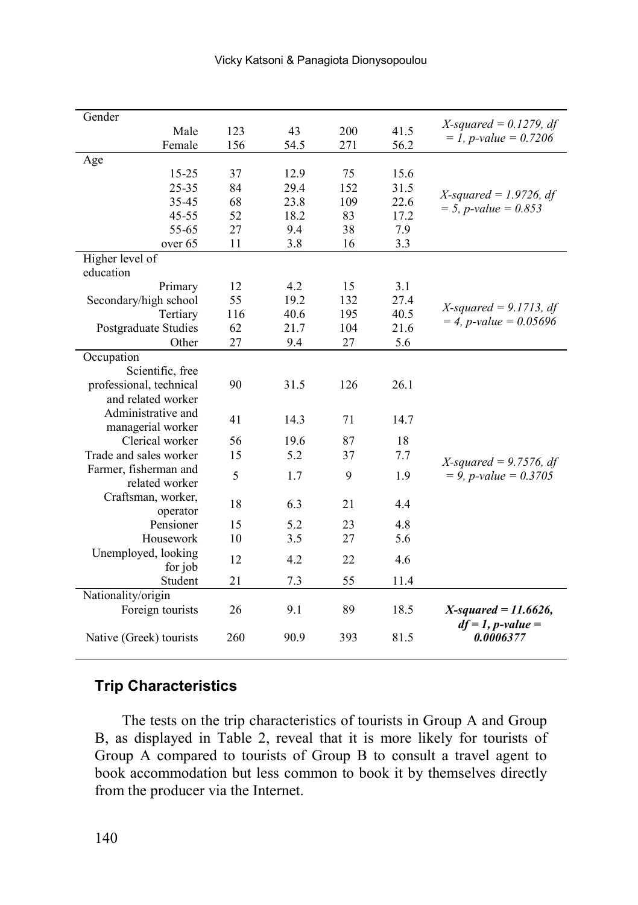| | | | | | |
|---|---|---|---|---|---|
| Gender | | | | | |
| Male | 123 | 43 | 200 | 41.5 | *X-squared = 0.1279, df = 1, p-value = 0.7206* |
| Female | 156 | 54.5 | 271 | 56.2 | |
| Age | | | | | |
| 15-25 | 37 | 12.9 | 75 | 15.6 | *X-squared = 1.9726, df = 5, p-value = 0.853* |
| 25-35 | 84 | 29.4 | 152 | 31.5 | |
| 35-45 | 68 | 23.8 | 109 | 22.6 | |
| 45-55 | 52 | 18.2 | 83 | 17.2 | |
| 55-65 | 27 | 9.4 | 38 | 7.9 | |
| over 65 | 11 | 3.8 | 16 | 3.3 | |
| Higher level of education | | | | | |
| Primary | 12 | 4.2 | 15 | 3.1 | *X-squared = 9.1713, df = 4, p-value = 0.05696* |
| Secondary/high school | 55 | 19.2 | 132 | 27.4 | |
| Tertiary | 116 | 40.6 | 195 | 40.5 | |
| Postgraduate Studies | 62 | 21.7 | 104 | 21.6 | |
| Other | 27 | 9.4 | 27 | 5.6 | |
| Occupation | | | | | |
| Scientific, free professional, technical and related worker | 90 | 31.5 | 126 | 26.1 | *X-squared = 9.7576, df = 9, p-value = 0.3705* |
| Administrative and managerial worker | 41 | 14.3 | 71 | 14.7 | |
| Clerical worker | 56 | 19.6 | 87 | 18 | |
| Trade and sales worker | 15 | 5.2 | 37 | 7.7 | |
| Farmer, fisherman and related worker | 5 | 1.7 | 9 | 1.9 | |
| Craftsman, worker, operator | 18 | 6.3 | 21 | 4.4 | |
| Pensioner | 15 | 5.2 | 23 | 4.8 | |
| Housework | 10 | 3.5 | 27 | 5.6 | |
| Unemployed, looking for job | 12 | 4.2 | 22 | 4.6 | |
| Student | 21 | 7.3 | 55 | 11.4 | |
| Nationality/origin | | | | | |
| Foreign tourists | 26 | 9.1 | 89 | 18.5 | ***X-squared = 11.6626, df = 1, p-value = 0.0006377*** |
| Native (Greek) tourists | 260 | 90.9 | 393 | 81.5 | |

### Trip Characteristics

The tests on the trip characteristics of tourists in Group A and Group B, as displayed in Table 2, reveal that it is more likely for tourists of Group A compared to tourists of Group B to consult a travel agent to book accommodation but less common to book it by themselves directly from the producer via the Internet.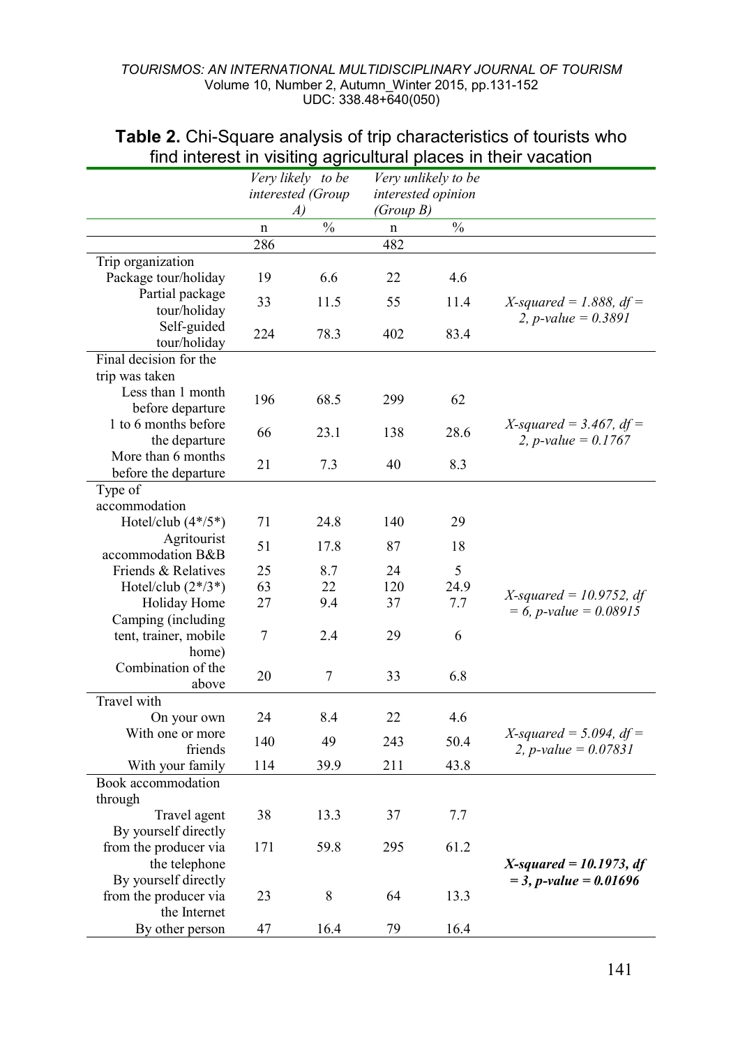**Table 2.** Chi-Square analysis of trip characteristics of tourists who find interest in visiting agricultural places in their vacation

| | *Very likely to be interested (Group A)* | | *Very unlikely to be interested opinion (Group B)* | | |
|---|---|---|---|---|---|
| | n | % | n | % | |
| | 286 | | 482 | | |
| Trip organization | | | | | |
| Package tour/holiday | 19 | 6.6 | 22 | 4.6 | *X-squared = 1.888, df = 2, p-value = 0.3891* |
| Partial package tour/holiday | 33 | 11.5 | 55 | 11.4 | |
| Self-guided tour/holiday | 224 | 78.3 | 402 | 83.4 | |
| Final decision for the trip was taken | | | | | |
| Less than 1 month before departure | 196 | 68.5 | 299 | 62 | *X-squared = 3.467, df = 2, p-value = 0.1767* |
| 1 to 6 months before the departure | 66 | 23.1 | 138 | 28.6 | |
| More than 6 months before the departure | 21 | 7.3 | 40 | 8.3 | |
| Type of accommodation | | | | | |
| Hotel/club (4*/5*) | 71 | 24.8 | 140 | 29 | *X-squared = 10.9752, df = 6, p-value = 0.08915* |
| Agritourist accommodation B&B | 51 | 17.8 | 87 | 18 | |
| Friends & Relatives | 25 | 8.7 | 24 | 5 | |
| Hotel/club (2*/3*) | 63 | 22 | 120 | 24.9 | |
| Holiday Home | 27 | 9.4 | 37 | 7.7 | |
| Camping (including tent, trainer, mobile home) | 7 | 2.4 | 29 | 6 | |
| Combination of the above | 20 | 7 | 33 | 6.8 | |
| Travel with | | | | | |
| On your own | 24 | 8.4 | 22 | 4.6 | *X-squared = 5.094, df = 2, p-value = 0.07831* |
| With one or more friends | 140 | 49 | 243 | 50.4 | |
| With your family | 114 | 39.9 | 211 | 43.8 | |
| Book accommodation through | | | | | |
| Travel agent | 38 | 13.3 | 37 | 7.7 | ***X-squared = 10.1973, df = 3, p-value = 0.01696*** |
| By yourself directly from the producer via the telephone | 171 | 59.8 | 295 | 61.2 | |
| By yourself directly from the producer via the Internet | 23 | 8 | 64 | 13.3 | |
| By other person | 47 | 16.4 | 79 | 16.4 | |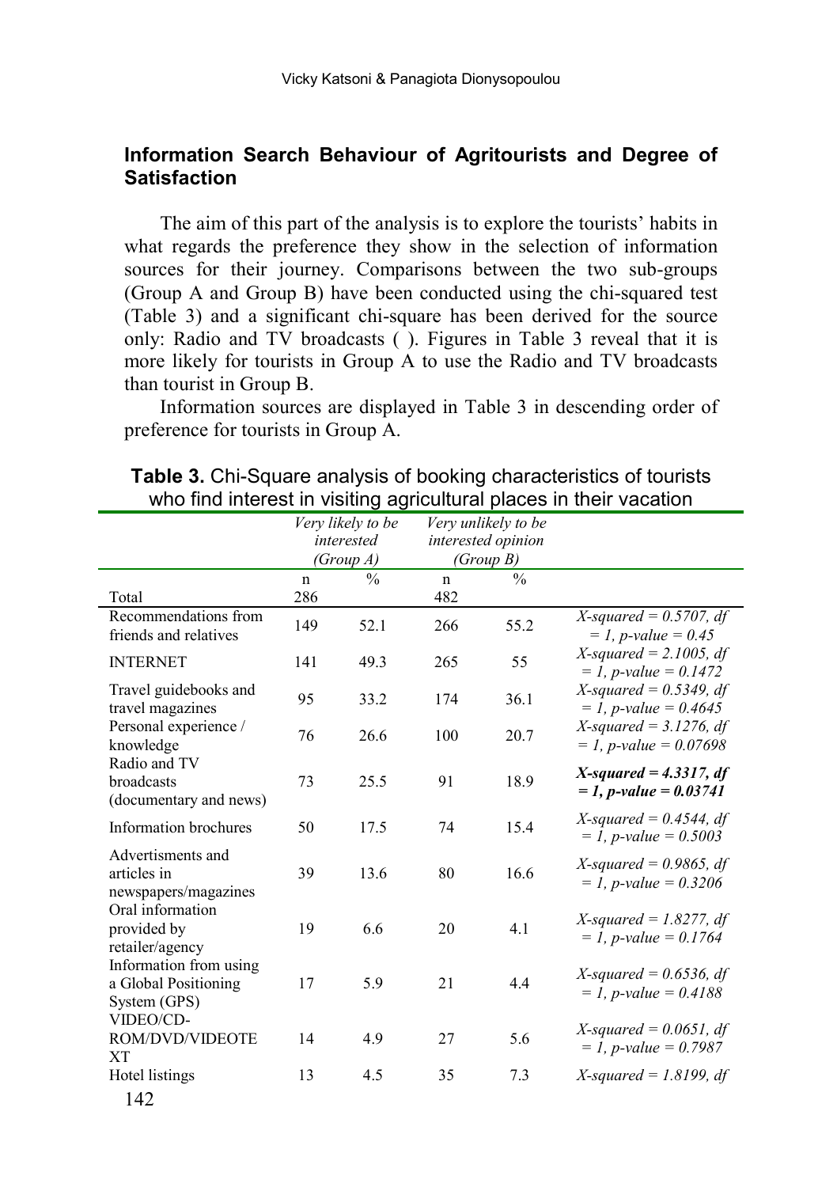## Information Search Behaviour of Agritourists and Degree of Satisfaction

The aim of this part of the analysis is to explore the tourists' habits in what regards the preference they show in the selection of information sources for their journey. Comparisons between the two sub-groups (Group A and Group B) have been conducted using the chi-squared test (Table 3) and a significant chi-square has been derived for the source only: Radio and TV broadcasts ( ). Figures in Table 3 reveal that it is more likely for tourists in Group A to use the Radio and TV broadcasts than tourist in Group B.

Information sources are displayed in Table 3 in descending order of preference for tourists in Group A.

**Table 3.** Chi-Square analysis of booking characteristics of tourists who find interest in visiting agricultural places in their vacation

| | *Very likely to be interested (Group A)* | | *Very unlikely to be interested opinion (Group B)* | | |
|---|---|---|---|---|---|
| | n | % | n | % | |
| Total | 286 | | 482 | | |
| Recommendations from friends and relatives | 149 | 52.1 | 266 | 55.2 | *X-squared = 0.5707, df = 1, p-value = 0.45* |
| INTERNET | 141 | 49.3 | 265 | 55 | *X-squared = 2.1005, df = 1, p-value = 0.1472* |
| Travel guidebooks and travel magazines | 95 | 33.2 | 174 | 36.1 | *X-squared = 0.5349, df = 1, p-value = 0.4645* |
| Personal experience / knowledge | 76 | 26.6 | 100 | 20.7 | *X-squared = 3.1276, df = 1, p-value = 0.07698* |
| Radio and TV broadcasts (documentary and news) | 73 | 25.5 | 91 | 18.9 | ***X-squared = 4.3317, df = 1, p-value = 0.03741*** |
| Information brochures | 50 | 17.5 | 74 | 15.4 | *X-squared = 0.4544, df = 1, p-value = 0.5003* |
| Advertisments and articles in newspapers/magazines | 39 | 13.6 | 80 | 16.6 | *X-squared = 0.9865, df = 1, p-value = 0.3206* |
| Oral information provided by retailer/agency | 19 | 6.6 | 20 | 4.1 | *X-squared = 1.8277, df = 1, p-value = 0.1764* |
| Information from using a Global Positioning System (GPS) | 17 | 5.9 | 21 | 4.4 | *X-squared = 0.6536, df = 1, p-value = 0.4188* |
| VIDEO/CD-ROM/DVD/VIDEOTEXT | 14 | 4.9 | 27 | 5.6 | *X-squared = 0.0651, df = 1, p-value = 0.7987* |
| Hotel listings | 13 | 4.5 | 35 | 7.3 | *X-squared = 1.8199, df* |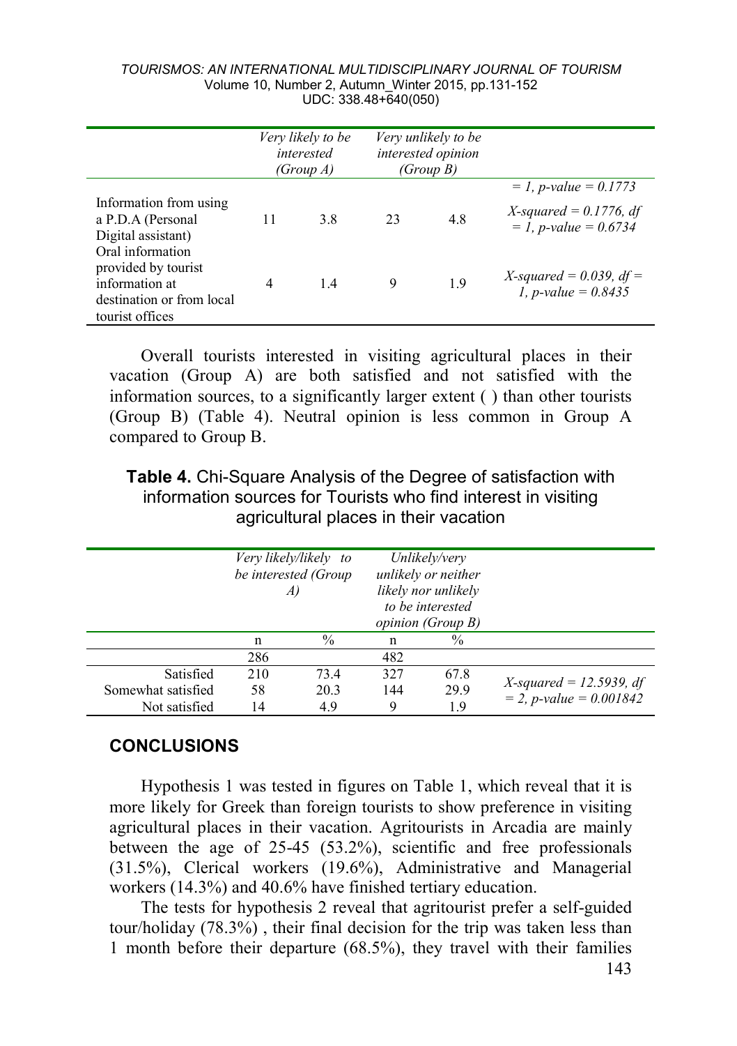| | Very likely to be interested (Group A) | | Very unlikely to be interested opinion (Group B) | | |
|---|---|---|---|---|---|
| | | | | | = 1, p-value = 0.1773 |
| Information from using a P.D.A (Personal Digital assistant) | 11 | 3.8 | 23 | 4.8 | X-squared = 0.1776, df = 1, p-value = 0.6734 |
| Oral information provided by tourist information at destination or from local tourist offices | 4 | 1.4 | 9 | 1.9 | X-squared = 0.039, df = 1, p-value = 0.8435 |

Overall tourists interested in visiting agricultural places in their vacation (Group A) are both satisfied and not satisfied with the information sources, to a significantly larger extent ( ) than other tourists (Group B) (Table 4). Neutral opinion is less common in Group A compared to Group B.

**Table 4.** Chi-Square Analysis of the Degree of satisfaction with information sources for Tourists who find interest in visiting agricultural places in their vacation

| | Very likely/likely to be interested (Group A) | | Unlikely/very unlikely or neither likely nor unlikely to be interested opinion (Group B) | | |
|---|---|---|---|---|---|
| | n | % | n | % | |
| | 286 | | 482 | | |
| Satisfied | 210 | 73.4 | 327 | 67.8 | X-squared = 12.5939, df = 2, p-value = 0.001842 |
| Somewhat satisfied | 58 | 20.3 | 144 | 29.9 | |
| Not satisfied | 14 | 4.9 | 9 | 1.9 | |

## CONCLUSIONS

Hypothesis 1 was tested in figures on Table 1, which reveal that it is more likely for Greek than foreign tourists to show preference in visiting agricultural places in their vacation. Agritourists in Arcadia are mainly between the age of 25-45 (53.2%), scientific and free professionals (31.5%), Clerical workers (19.6%), Administrative and Managerial workers (14.3%) and 40.6% have finished tertiary education.

The tests for hypothesis 2 reveal that agritourist prefer a self-guided tour/holiday (78.3%) , their final decision for the trip was taken less than 1 month before their departure (68.5%), they travel with their families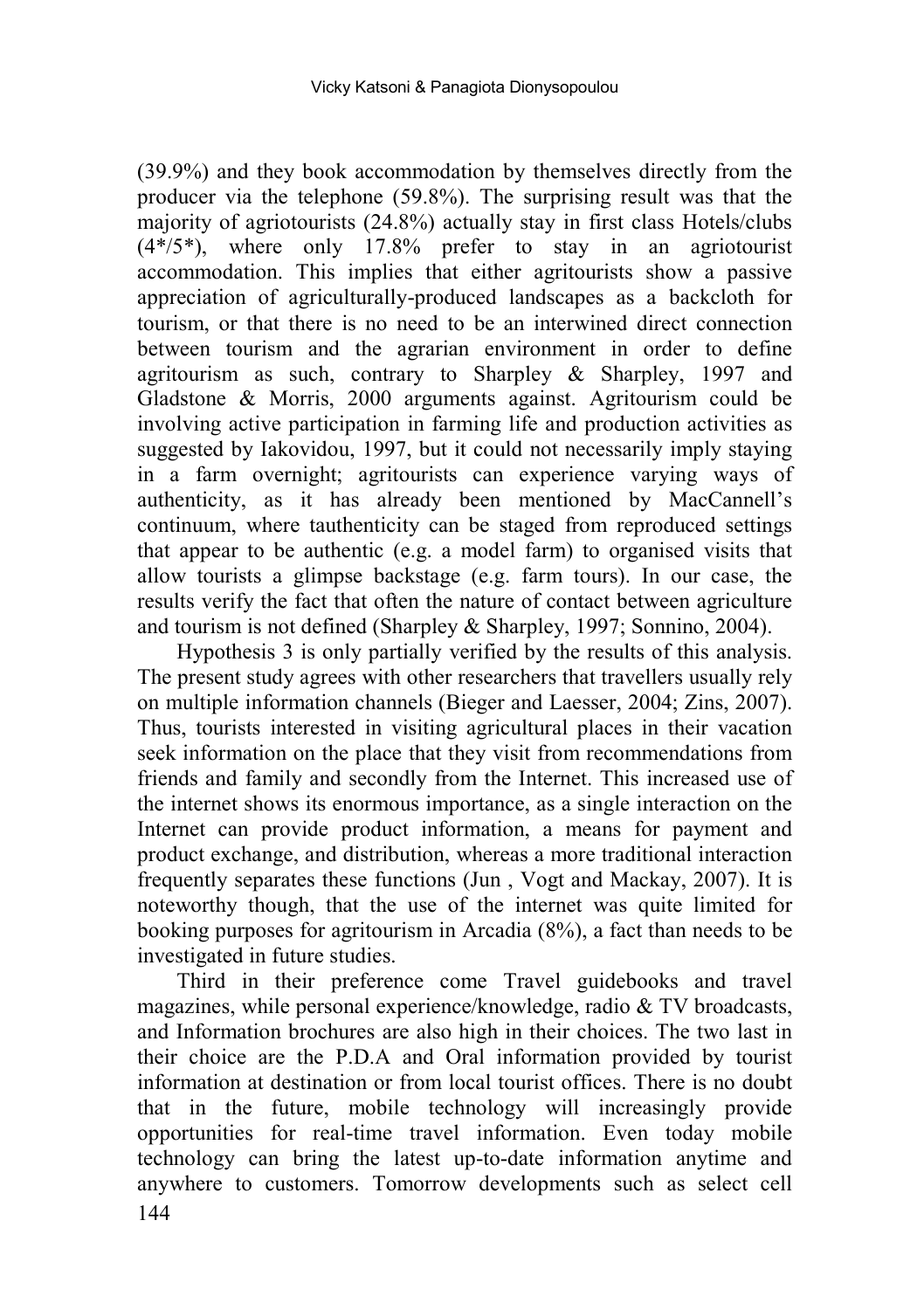(39.9%) and they book accommodation by themselves directly from the producer via the telephone (59.8%). The surprising result was that the majority of agriotourists (24.8%) actually stay in first class Hotels/clubs (4*/5*), where only 17.8% prefer to stay in an agriotourist accommodation. This implies that either agritourists show a passive appreciation of agriculturally-produced landscapes as a backcloth for tourism, or that there is no need to be an interwined direct connection between tourism and the agrarian environment in order to define agritourism as such, contrary to Sharpley & Sharpley, 1997 and Gladstone & Morris, 2000 arguments against. Agritourism could be involving active participation in farming life and production activities as suggested by Iakovidou, 1997, but it could not necessarily imply staying in a farm overnight; agritourists can experience varying ways of authenticity, as it has already been mentioned by MacCannell's continuum, where tauthenticity can be staged from reproduced settings that appear to be authentic (e.g. a model farm) to organised visits that allow tourists a glimpse backstage (e.g. farm tours). In our case, the results verify the fact that often the nature of contact between agriculture and tourism is not defined (Sharpley & Sharpley, 1997; Sonnino, 2004).

Hypothesis 3 is only partially verified by the results of this analysis. The present study agrees with other researchers that travellers usually rely on multiple information channels (Bieger and Laesser, 2004; Zins, 2007). Thus, tourists interested in visiting agricultural places in their vacation seek information on the place that they visit from recommendations from friends and family and secondly from the Internet. This increased use of the internet shows its enormous importance, as a single interaction on the Internet can provide product information, a means for payment and product exchange, and distribution, whereas a more traditional interaction frequently separates these functions (Jun , Vogt and Mackay, 2007). It is noteworthy though, that the use of the internet was quite limited for booking purposes for agritourism in Arcadia (8%), a fact than needs to be investigated in future studies.

Third in their preference come Travel guidebooks and travel magazines, while personal experience/knowledge, radio & TV broadcasts, and Information brochures are also high in their choices. The two last in their choice are the P.D.A and Oral information provided by tourist information at destination or from local tourist offices. There is no doubt that in the future, mobile technology will increasingly provide opportunities for real-time travel information. Even today mobile technology can bring the latest up-to-date information anytime and anywhere to customers. Tomorrow developments such as select cell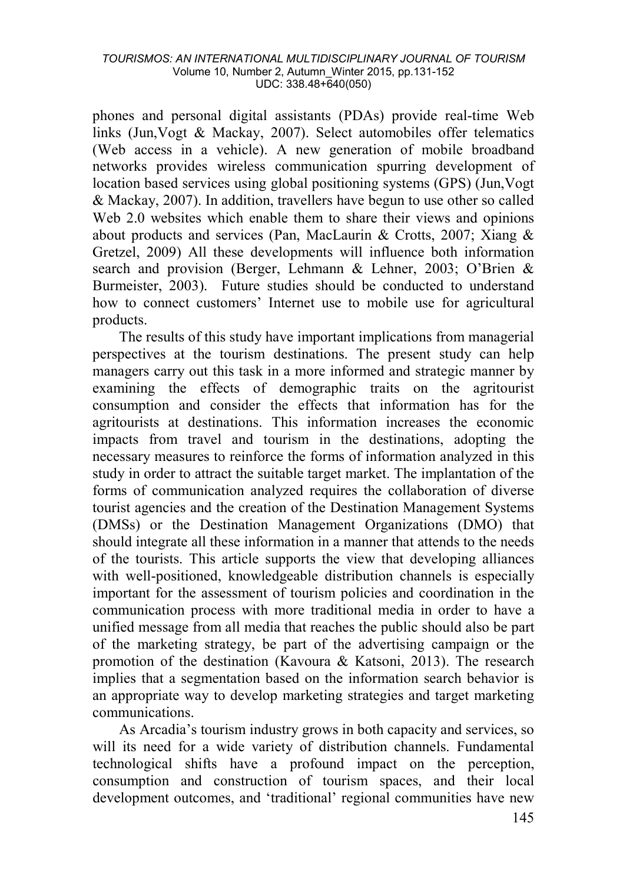phones and personal digital assistants (PDAs) provide real-time Web links (Jun,Vogt & Mackay, 2007). Select automobiles offer telematics (Web access in a vehicle). A new generation of mobile broadband networks provides wireless communication spurring development of location based services using global positioning systems (GPS) (Jun,Vogt & Mackay, 2007). In addition, travellers have begun to use other so called Web 2.0 websites which enable them to share their views and opinions about products and services (Pan, MacLaurin & Crotts, 2007; Xiang & Gretzel, 2009) All these developments will influence both information search and provision (Berger, Lehmann & Lehner, 2003; O'Brien & Burmeister, 2003). Future studies should be conducted to understand how to connect customers' Internet use to mobile use for agricultural products.

The results of this study have important implications from managerial perspectives at the tourism destinations. The present study can help managers carry out this task in a more informed and strategic manner by examining the effects of demographic traits on the agritourist consumption and consider the effects that information has for the agritourists at destinations. This information increases the economic impacts from travel and tourism in the destinations, adopting the necessary measures to reinforce the forms of information analyzed in this study in order to attract the suitable target market. The implantation of the forms of communication analyzed requires the collaboration of diverse tourist agencies and the creation of the Destination Management Systems (DMSs) or the Destination Management Organizations (DMO) that should integrate all these information in a manner that attends to the needs of the tourists. This article supports the view that developing alliances with well-positioned, knowledgeable distribution channels is especially important for the assessment of tourism policies and coordination in the communication process with more traditional media in order to have a unified message from all media that reaches the public should also be part of the marketing strategy, be part of the advertising campaign or the promotion of the destination (Kavoura & Katsoni, 2013). The research implies that a segmentation based on the information search behavior is an appropriate way to develop marketing strategies and target marketing communications.

As Arcadia's tourism industry grows in both capacity and services, so will its need for a wide variety of distribution channels. Fundamental technological shifts have a profound impact on the perception, consumption and construction of tourism spaces, and their local development outcomes, and 'traditional' regional communities have new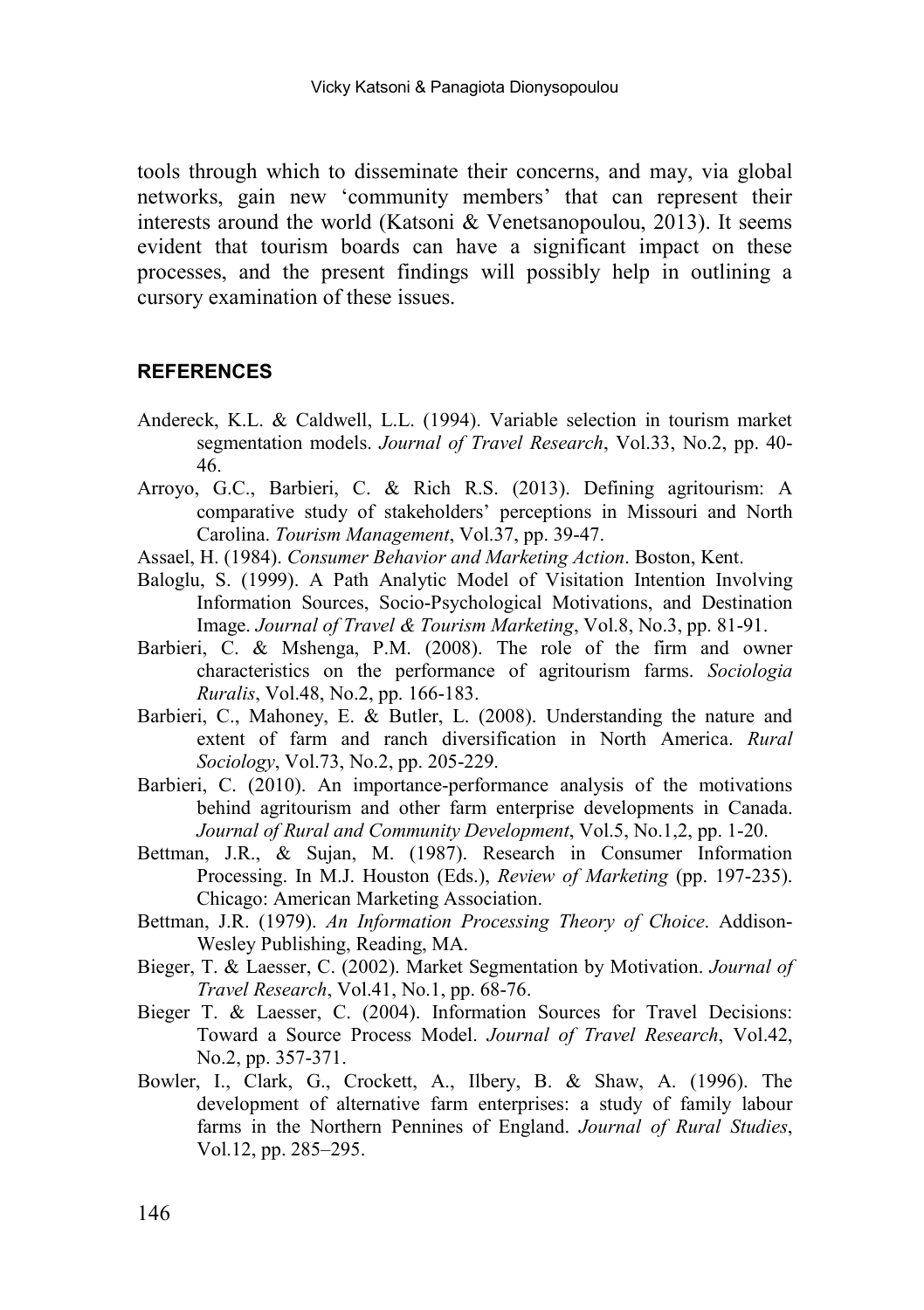tools through which to disseminate their concerns, and may, via global networks, gain new 'community members' that can represent their interests around the world (Katsoni & Venetsanopoulou, 2013). It seems evident that tourism boards can have a significant impact on these processes, and the present findings will possibly help in outlining a cursory examination of these issues.

## REFERENCES

Andereck, K.L. & Caldwell, L.L. (1994). Variable selection in tourism market segmentation models. *Journal of Travel Research*, Vol.33, No.2, pp. 40-46.

Arroyo, G.C., Barbieri, C. & Rich R.S. (2013). Defining agritourism: A comparative study of stakeholders' perceptions in Missouri and North Carolina. *Tourism Management*, Vol.37, pp. 39-47.

Assael, H. (1984). *Consumer Behavior and Marketing Action*. Boston, Kent.

Baloglu, S. (1999). A Path Analytic Model of Visitation Intention Involving Information Sources, Socio-Psychological Motivations, and Destination Image. *Journal of Travel & Tourism Marketing*, Vol.8, No.3, pp. 81-91.

Barbieri, C. & Mshenga, P.M. (2008). The role of the firm and owner characteristics on the performance of agritourism farms. *Sociologia Ruralis*, Vol.48, No.2, pp. 166-183.

Barbieri, C., Mahoney, E. & Butler, L. (2008). Understanding the nature and extent of farm and ranch diversification in North America. *Rural Sociology*, Vol.73, No.2, pp. 205-229.

Barbieri, C. (2010). An importance-performance analysis of the motivations behind agritourism and other farm enterprise developments in Canada. *Journal of Rural and Community Development*, Vol.5, No.1,2, pp. 1-20.

Bettman, J.R., & Sujan, M. (1987). Research in Consumer Information Processing. In M.J. Houston (Eds.), *Review of Marketing* (pp. 197-235). Chicago: American Marketing Association.

Bettman, J.R. (1979). *An Information Processing Theory of Choice*. Addison-Wesley Publishing, Reading, MA.

Bieger, T. & Laesser, C. (2002). Market Segmentation by Motivation. *Journal of Travel Research*, Vol.41, No.1, pp. 68-76.

Bieger T. & Laesser, C. (2004). Information Sources for Travel Decisions: Toward a Source Process Model. *Journal of Travel Research*, Vol.42, No.2, pp. 357-371.

Bowler, I., Clark, G., Crockett, A., Ilbery, B. & Shaw, A. (1996). The development of alternative farm enterprises: a study of family labour farms in the Northern Pennines of England. *Journal of Rural Studies*, Vol.12, pp. 285–295.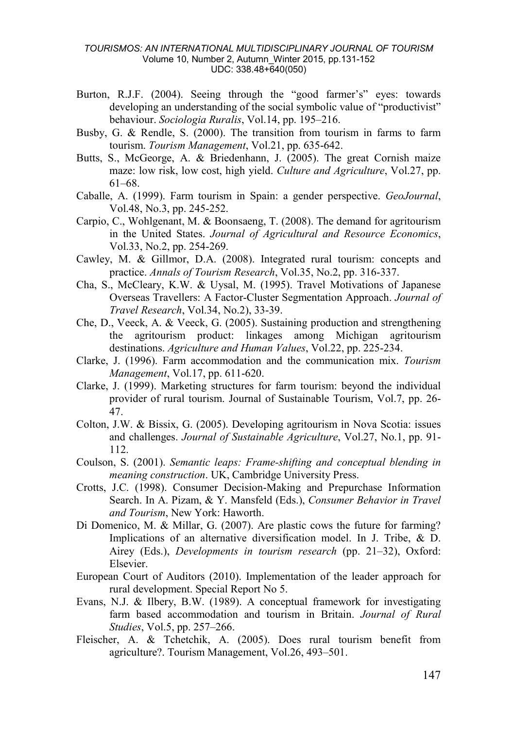Burton, R.J.F. (2004). Seeing through the “good farmer’s” eyes: towards developing an understanding of the social symbolic value of “productivist” behaviour. *Sociologia Ruralis*, Vol.14, pp. 195–216.

Busby, G. & Rendle, S. (2000). The transition from tourism in farms to farm tourism. *Tourism Management*, Vol.21, pp. 635-642.

Butts, S., McGeorge, A. & Briedenhann, J. (2005). The great Cornish maize maze: low risk, low cost, high yield. *Culture and Agriculture*, Vol.27, pp. 61–68.

Caballe, A. (1999). Farm tourism in Spain: a gender perspective. *GeoJournal*, Vol.48, No.3, pp. 245-252.

Carpio, C., Wohlgenant, M. & Boonsaeng, T. (2008). The demand for agritourism in the United States. *Journal of Agricultural and Resource Economics*, Vol.33, No.2, pp. 254-269.

Cawley, M. & Gillmor, D.A. (2008). Integrated rural tourism: concepts and practice. *Annals of Tourism Research*, Vol.35, No.2, pp. 316-337.

Cha, S., McCleary, K.W. & Uysal, M. (1995). Travel Motivations of Japanese Overseas Travellers: A Factor-Cluster Segmentation Approach. *Journal of Travel Research*, Vol.34, No.2), 33-39.

Che, D., Veeck, A. & Veeck, G. (2005). Sustaining production and strengthening the agritourism product: linkages among Michigan agritourism destinations. *Agriculture and Human Values*, Vol.22, pp. 225-234.

Clarke, J. (1996). Farm accommodation and the communication mix. *Tourism Management*, Vol.17, pp. 611-620.

Clarke, J. (1999). Marketing structures for farm tourism: beyond the individual provider of rural tourism. Journal of Sustainable Tourism, Vol.7, pp. 26-47.

Colton, J.W. & Bissix, G. (2005). Developing agritourism in Nova Scotia: issues and challenges. *Journal of Sustainable Agriculture*, Vol.27, No.1, pp. 91-112.

Coulson, S. (2001). *Semantic leaps: Frame-shifting and conceptual blending in meaning construction*. UK, Cambridge University Press.

Crotts, J.C. (1998). Consumer Decision-Making and Prepurchase Information Search. In A. Pizam, & Y. Mansfeld (Eds.), *Consumer Behavior in Travel and Tourism*, New York: Haworth.

Di Domenico, M. & Millar, G. (2007). Are plastic cows the future for farming? Implications of an alternative diversification model. In J. Tribe, & D. Airey (Eds.), *Developments in tourism research* (pp. 21–32), Oxford: Elsevier.

European Court of Auditors (2010). Implementation of the leader approach for rural development. Special Report No 5.

Evans, N.J. & Ilbery, B.W. (1989). A conceptual framework for investigating farm based accommodation and tourism in Britain. *Journal of Rural Studies*, Vol.5, pp. 257–266.

Fleischer, A. & Tchetchik, A. (2005). Does rural tourism benefit from agriculture?. Tourism Management, Vol.26, 493–501.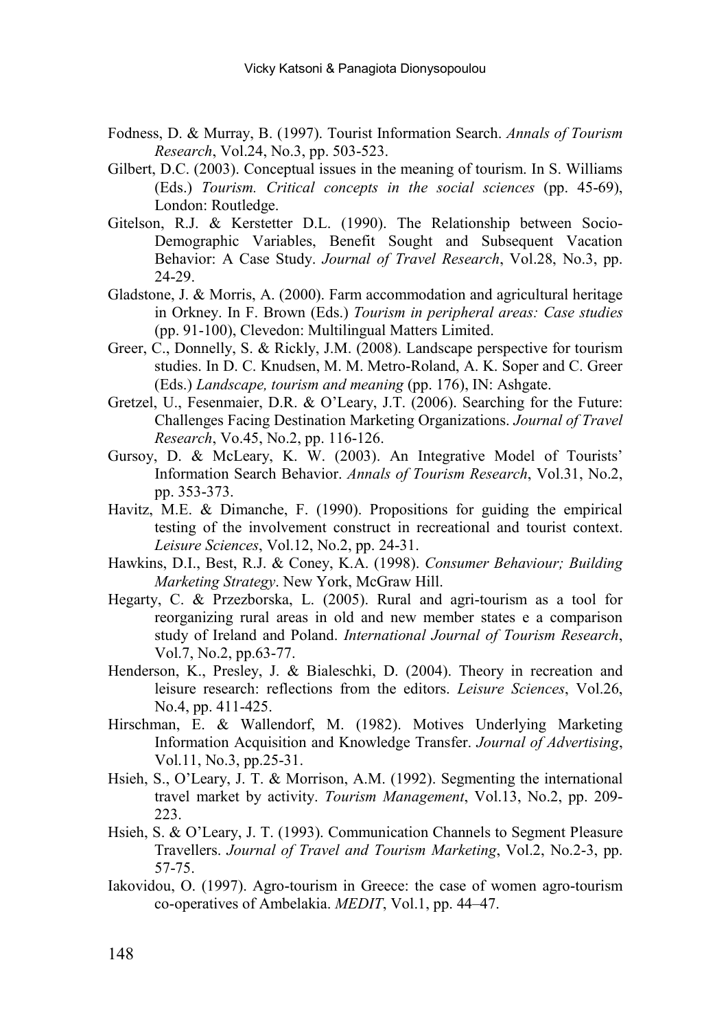Fodness, D. & Murray, B. (1997). Tourist Information Search. *Annals of Tourism Research*, Vol.24, No.3, pp. 503-523.

Gilbert, D.C. (2003). Conceptual issues in the meaning of tourism. In S. Williams (Eds.) *Tourism. Critical concepts in the social sciences* (pp. 45-69), London: Routledge.

Gitelson, R.J. & Kerstetter D.L. (1990). The Relationship between Socio-Demographic Variables, Benefit Sought and Subsequent Vacation Behavior: A Case Study. *Journal of Travel Research*, Vol.28, No.3, pp. 24-29.

Gladstone, J. & Morris, A. (2000). Farm accommodation and agricultural heritage in Orkney. In F. Brown (Eds.) *Tourism in peripheral areas: Case studies* (pp. 91-100), Clevedon: Multilingual Matters Limited.

Greer, C., Donnelly, S. & Rickly, J.M. (2008). Landscape perspective for tourism studies. In D. C. Knudsen, M. M. Metro-Roland, A. K. Soper and C. Greer (Eds.) *Landscape, tourism and meaning* (pp. 176), IN: Ashgate.

Gretzel, U., Fesenmaier, D.R. & O'Leary, J.T. (2006). Searching for the Future: Challenges Facing Destination Marketing Organizations. *Journal of Travel Research*, Vo.45, No.2, pp. 116-126.

Gursoy, D. & McLeary, K. W. (2003). An Integrative Model of Tourists' Information Search Behavior. *Annals of Tourism Research*, Vol.31, No.2, pp. 353-373.

Havitz, M.E. & Dimanche, F. (1990). Propositions for guiding the empirical testing of the involvement construct in recreational and tourist context. *Leisure Sciences*, Vol.12, No.2, pp. 24-31.

Hawkins, D.I., Best, R.J. & Coney, K.A. (1998). *Consumer Behaviour; Building Marketing Strategy*. New York, McGraw Hill.

Hegarty, C. & Przezborska, L. (2005). Rural and agri-tourism as a tool for reorganizing rural areas in old and new member states e a comparison study of Ireland and Poland. *International Journal of Tourism Research*, Vol.7, No.2, pp.63-77.

Henderson, K., Presley, J. & Bialeschki, D. (2004). Theory in recreation and leisure research: reflections from the editors. *Leisure Sciences*, Vol.26, No.4, pp. 411-425.

Hirschman, E. & Wallendorf, M. (1982). Motives Underlying Marketing Information Acquisition and Knowledge Transfer. *Journal of Advertising*, Vol.11, No.3, pp.25-31.

Hsieh, S., O'Leary, J. T. & Morrison, A.M. (1992). Segmenting the international travel market by activity. *Tourism Management*, Vol.13, No.2, pp. 209-223.

Hsieh, S. & O'Leary, J. T. (1993). Communication Channels to Segment Pleasure Travellers. *Journal of Travel and Tourism Marketing*, Vol.2, No.2-3, pp. 57-75.

Iakovidou, O. (1997). Agro-tourism in Greece: the case of women agro-tourism co-operatives of Ambelakia. *MEDIT*, Vol.1, pp. 44–47.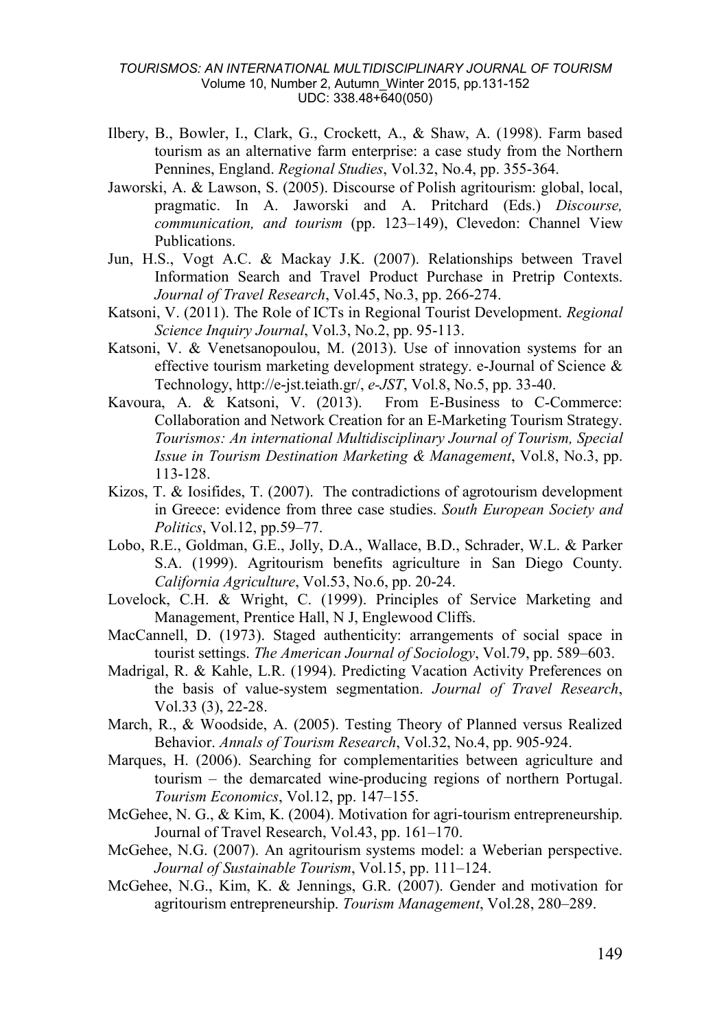Ilbery, B., Bowler, I., Clark, G., Crockett, A., & Shaw, A. (1998). Farm based tourism as an alternative farm enterprise: a case study from the Northern Pennines, England. *Regional Studies*, Vol.32, No.4, pp. 355-364.

Jaworski, A. & Lawson, S. (2005). Discourse of Polish agritourism: global, local, pragmatic. In A. Jaworski and A. Pritchard (Eds.) *Discourse, communication, and tourism* (pp. 123–149), Clevedon: Channel View Publications.

Jun, H.S., Vogt A.C. & Mackay J.K. (2007). Relationships between Travel Information Search and Travel Product Purchase in Pretrip Contexts. *Journal of Travel Research*, Vol.45, No.3, pp. 266-274.

Katsoni, V. (2011). The Role of ICTs in Regional Tourist Development. *Regional Science Inquiry Journal*, Vol.3, No.2, pp. 95-113.

Katsoni, V. & Venetsanopoulou, M. (2013). Use of innovation systems for an effective tourism marketing development strategy. e-Journal of Science & Technology, http://e-jst.teiath.gr/, *e-JST*, Vol.8, No.5, pp. 33-40.

Kavoura, A. & Katsoni, V. (2013). From E-Business to C-Commerce: Collaboration and Network Creation for an E-Marketing Tourism Strategy. *Tourismos: An international Multidisciplinary Journal of Tourism, Special Issue in Tourism Destination Marketing & Management*, Vol.8, No.3, pp. 113-128.

Kizos, T. & Iosifides, T. (2007). The contradictions of agrotourism development in Greece: evidence from three case studies. *South European Society and Politics*, Vol.12, pp.59–77.

Lobo, R.E., Goldman, G.E., Jolly, D.A., Wallace, B.D., Schrader, W.L. & Parker S.A. (1999). Agritourism benefits agriculture in San Diego County. *California Agriculture*, Vol.53, No.6, pp. 20-24.

Lovelock, C.H. & Wright, C. (1999). Principles of Service Marketing and Management, Prentice Hall, N J, Englewood Cliffs.

MacCannell, D. (1973). Staged authenticity: arrangements of social space in tourist settings. *The American Journal of Sociology*, Vol.79, pp. 589–603.

Madrigal, R. & Kahle, L.R. (1994). Predicting Vacation Activity Preferences on the basis of value-system segmentation. *Journal of Travel Research*, Vol.33 (3), 22-28.

March, R., & Woodside, A. (2005). Testing Theory of Planned versus Realized Behavior. *Annals of Tourism Research*, Vol.32, No.4, pp. 905-924.

Marques, H. (2006). Searching for complementarities between agriculture and tourism – the demarcated wine-producing regions of northern Portugal. *Tourism Economics*, Vol.12, pp. 147–155.

McGehee, N. G., & Kim, K. (2004). Motivation for agri-tourism entrepreneurship. Journal of Travel Research, Vol.43, pp. 161–170.

McGehee, N.G. (2007). An agritourism systems model: a Weberian perspective. *Journal of Sustainable Tourism*, Vol.15, pp. 111–124.

McGehee, N.G., Kim, K. & Jennings, G.R. (2007). Gender and motivation for agritourism entrepreneurship. *Tourism Management*, Vol.28, 280–289.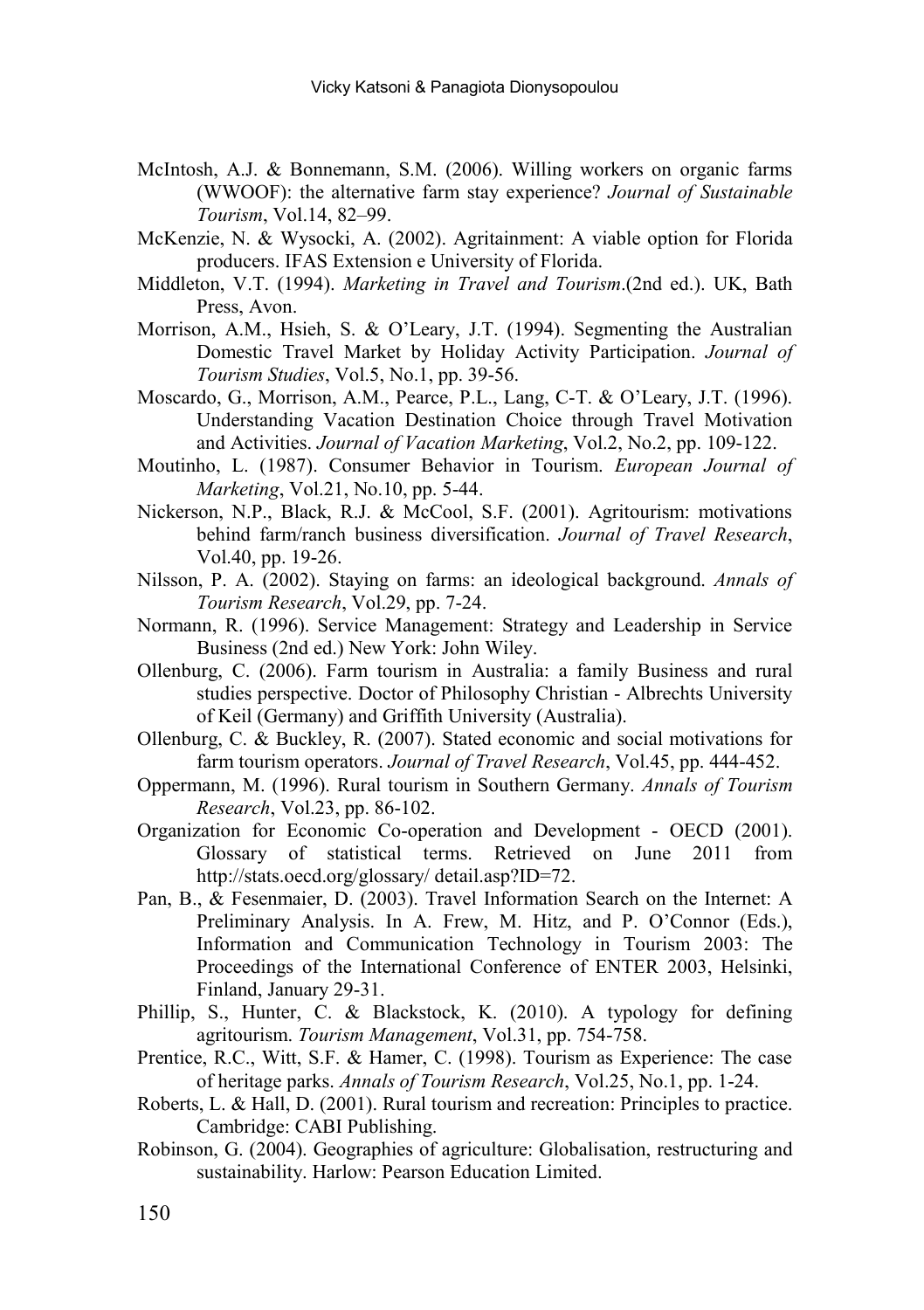McIntosh, A.J. & Bonnemann, S.M. (2006). Willing workers on organic farms (WWOOF): the alternative farm stay experience? *Journal of Sustainable Tourism*, Vol.14, 82–99.

McKenzie, N. & Wysocki, A. (2002). Agritainment: A viable option for Florida producers. IFAS Extension e University of Florida.

Middleton, V.T. (1994). *Marketing in Travel and Tourism*.(2nd ed.). UK, Bath Press, Avon.

Morrison, A.M., Hsieh, S. & O'Leary, J.T. (1994). Segmenting the Australian Domestic Travel Market by Holiday Activity Participation. *Journal of Tourism Studies*, Vol.5, No.1, pp. 39-56.

Moscardo, G., Morrison, A.M., Pearce, P.L., Lang, C-T. & O'Leary, J.T. (1996). Understanding Vacation Destination Choice through Travel Motivation and Activities. *Journal of Vacation Marketing*, Vol.2, No.2, pp. 109-122.

Moutinho, L. (1987). Consumer Behavior in Tourism. *European Journal of Marketing*, Vol.21, No.10, pp. 5-44.

Nickerson, N.P., Black, R.J. & McCool, S.F. (2001). Agritourism: motivations behind farm/ranch business diversification. *Journal of Travel Research*, Vol.40, pp. 19-26.

Nilsson, P. A. (2002). Staying on farms: an ideological background. *Annals of Tourism Research*, Vol.29, pp. 7-24.

Normann, R. (1996). Service Management: Strategy and Leadership in Service Business (2nd ed.) New York: John Wiley.

Ollenburg, C. (2006). Farm tourism in Australia: a family Business and rural studies perspective. Doctor of Philosophy Christian - Albrechts University of Keil (Germany) and Griffith University (Australia).

Ollenburg, C. & Buckley, R. (2007). Stated economic and social motivations for farm tourism operators. *Journal of Travel Research*, Vol.45, pp. 444-452.

Oppermann, M. (1996). Rural tourism in Southern Germany. *Annals of Tourism Research*, Vol.23, pp. 86-102.

Organization for Economic Co-operation and Development - OECD (2001). Glossary of statistical terms. Retrieved on June 2011 from http://stats.oecd.org/glossary/ detail.asp?ID=72.

Pan, B., & Fesenmaier, D. (2003). Travel Information Search on the Internet: A Preliminary Analysis. In A. Frew, M. Hitz, and P. O'Connor (Eds.), Information and Communication Technology in Tourism 2003: The Proceedings of the International Conference of ENTER 2003, Helsinki, Finland, January 29-31.

Phillip, S., Hunter, C. & Blackstock, K. (2010). A typology for defining agritourism. *Tourism Management*, Vol.31, pp. 754-758.

Prentice, R.C., Witt, S.F. & Hamer, C. (1998). Tourism as Experience: The case of heritage parks. *Annals of Tourism Research*, Vol.25, No.1, pp. 1-24.

Roberts, L. & Hall, D. (2001). Rural tourism and recreation: Principles to practice. Cambridge: CABI Publishing.

Robinson, G. (2004). Geographies of agriculture: Globalisation, restructuring and sustainability. Harlow: Pearson Education Limited.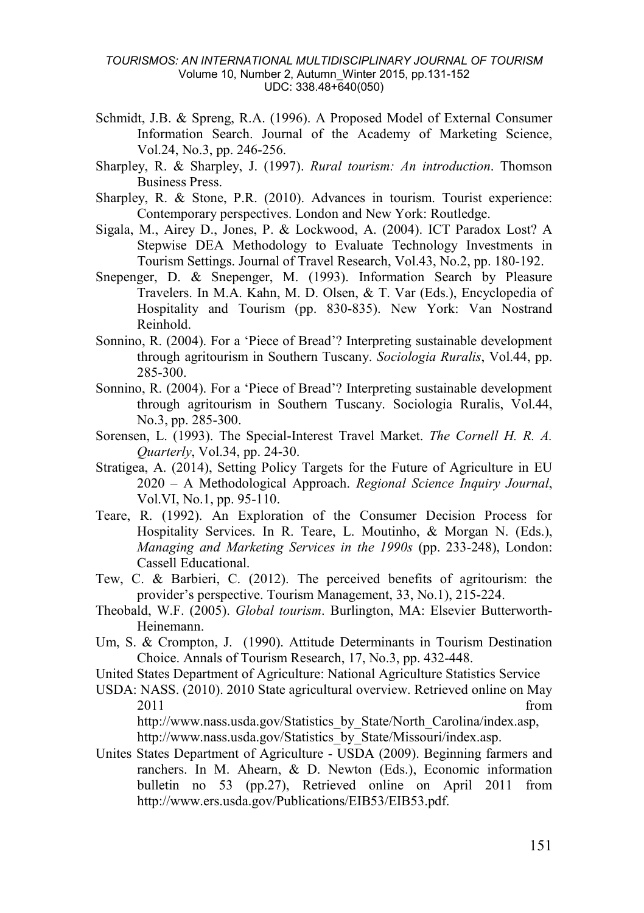Schmidt, J.B. & Spreng, R.A. (1996). A Proposed Model of External Consumer Information Search. Journal of the Academy of Marketing Science, Vol.24, No.3, pp. 246-256.

Sharpley, R. & Sharpley, J. (1997). *Rural tourism: An introduction*. Thomson Business Press.

Sharpley, R. & Stone, P.R. (2010). Advances in tourism. Tourist experience: Contemporary perspectives. London and New York: Routledge.

Sigala, M., Airey D., Jones, P. & Lockwood, A. (2004). ICT Paradox Lost? A Stepwise DEA Methodology to Evaluate Technology Investments in Tourism Settings. Journal of Travel Research, Vol.43, No.2, pp. 180-192.

Snepenger, D. & Snepenger, M. (1993). Information Search by Pleasure Travelers. In M.A. Kahn, M. D. Olsen, & T. Var (Eds.), Encyclopedia of Hospitality and Tourism (pp. 830-835). New York: Van Nostrand Reinhold.

Sonnino, R. (2004). For a 'Piece of Bread'? Interpreting sustainable development through agritourism in Southern Tuscany. *Sociologia Ruralis*, Vol.44, pp. 285-300.

Sonnino, R. (2004). For a 'Piece of Bread'? Interpreting sustainable development through agritourism in Southern Tuscany. Sociologia Ruralis, Vol.44, No.3, pp. 285-300.

Sorensen, L. (1993). The Special-Interest Travel Market. *The Cornell H. R. A. Quarterly*, Vol.34, pp. 24-30.

Stratigea, A. (2014), Setting Policy Targets for the Future of Agriculture in EU 2020 – A Methodological Approach. *Regional Science Inquiry Journal*, Vol.VI, No.1, pp. 95-110.

Teare, R. (1992). An Exploration of the Consumer Decision Process for Hospitality Services. In R. Teare, L. Moutinho, & Morgan N. (Eds.), *Managing and Marketing Services in the 1990s* (pp. 233-248), London: Cassell Educational.

Tew, C. & Barbieri, C. (2012). The perceived benefits of agritourism: the provider's perspective. Tourism Management, 33, No.1), 215-224.

Theobald, W.F. (2005). *Global tourism*. Burlington, MA: Elsevier Butterworth-Heinemann.

Um, S. & Crompton, J. (1990). Attitude Determinants in Tourism Destination Choice. Annals of Tourism Research, 17, No.3, pp. 432-448.

United States Department of Agriculture: National Agriculture Statistics Service

USDA: NASS. (2010). 2010 State agricultural overview. Retrieved online on May 2011 from http://www.nass.usda.gov/Statistics_by_State/North_Carolina/index.asp, http://www.nass.usda.gov/Statistics_by_State/Missouri/index.asp.

Unites States Department of Agriculture - USDA (2009). Beginning farmers and ranchers. In M. Ahearn, & D. Newton (Eds.), Economic information bulletin no 53 (pp.27), Retrieved online on April 2011 from http://www.ers.usda.gov/Publications/EIB53/EIB53.pdf.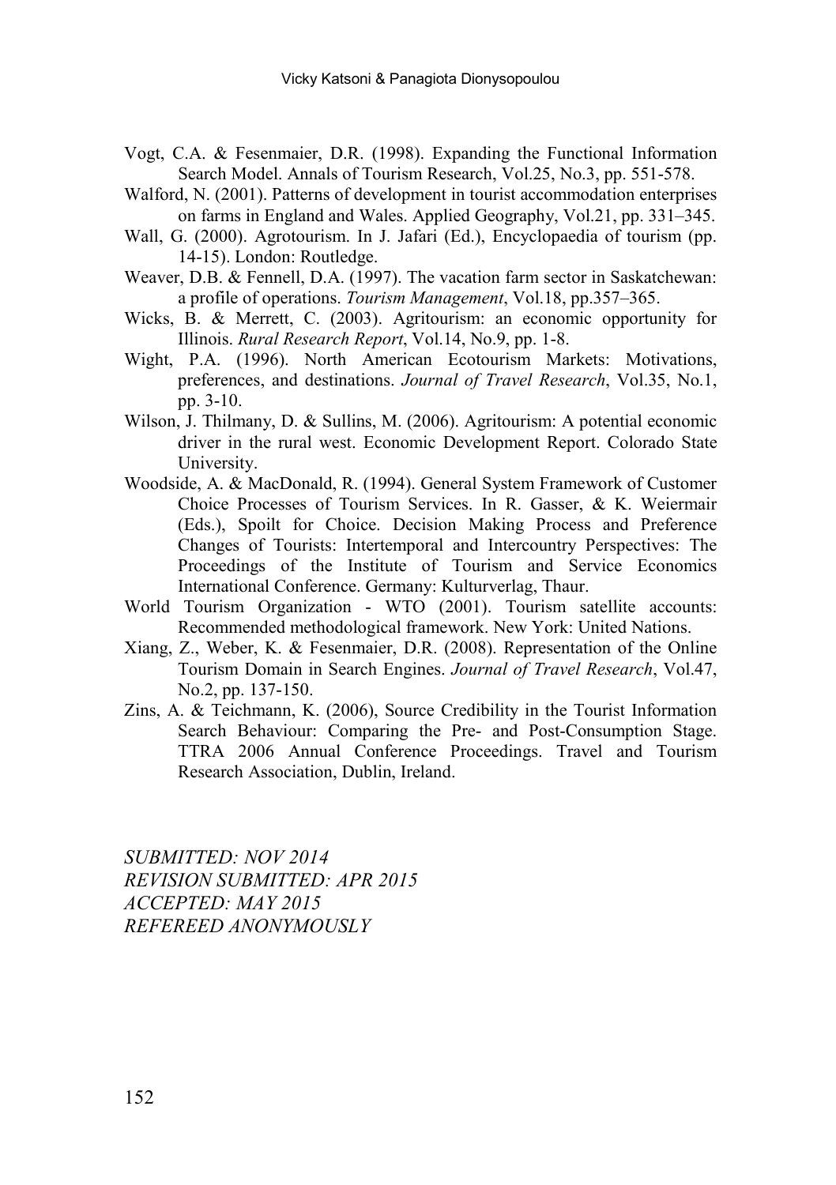Vogt, C.A. & Fesenmaier, D.R. (1998). Expanding the Functional Information Search Model. Annals of Tourism Research, Vol.25, No.3, pp. 551-578.

Walford, N. (2001). Patterns of development in tourist accommodation enterprises on farms in England and Wales. Applied Geography, Vol.21, pp. 331–345.

Wall, G. (2000). Agrotourism. In J. Jafari (Ed.), Encyclopaedia of tourism (pp. 14-15). London: Routledge.

Weaver, D.B. & Fennell, D.A. (1997). The vacation farm sector in Saskatchewan: a profile of operations. *Tourism Management*, Vol.18, pp.357–365.

Wicks, B. & Merrett, C. (2003). Agritourism: an economic opportunity for Illinois. *Rural Research Report*, Vol.14, No.9, pp. 1-8.

Wight, P.A. (1996). North American Ecotourism Markets: Motivations, preferences, and destinations. *Journal of Travel Research*, Vol.35, No.1, pp. 3-10.

Wilson, J. Thilmany, D. & Sullins, M. (2006). Agritourism: A potential economic driver in the rural west. Economic Development Report. Colorado State University.

Woodside, A. & MacDonald, R. (1994). General System Framework of Customer Choice Processes of Tourism Services. In R. Gasser, & K. Weiermair (Eds.), Spoilt for Choice. Decision Making Process and Preference Changes of Tourists: Intertemporal and Intercountry Perspectives: The Proceedings of the Institute of Tourism and Service Economics International Conference. Germany: Kulturverlag, Thaur.

World Tourism Organization - WTO (2001). Tourism satellite accounts: Recommended methodological framework. New York: United Nations.

Xiang, Z., Weber, K. & Fesenmaier, D.R. (2008). Representation of the Online Tourism Domain in Search Engines. *Journal of Travel Research*, Vol.47, No.2, pp. 137-150.

Zins, A. & Teichmann, K. (2006), Source Credibility in the Tourist Information Search Behaviour: Comparing the Pre- and Post-Consumption Stage. TTRA 2006 Annual Conference Proceedings. Travel and Tourism Research Association, Dublin, Ireland.

*SUBMITTED: NOV 2014*
*REVISION SUBMITTED: APR 2015*
*ACCEPTED: MAY 2015*
*REFEREED ANONYMOUSLY*